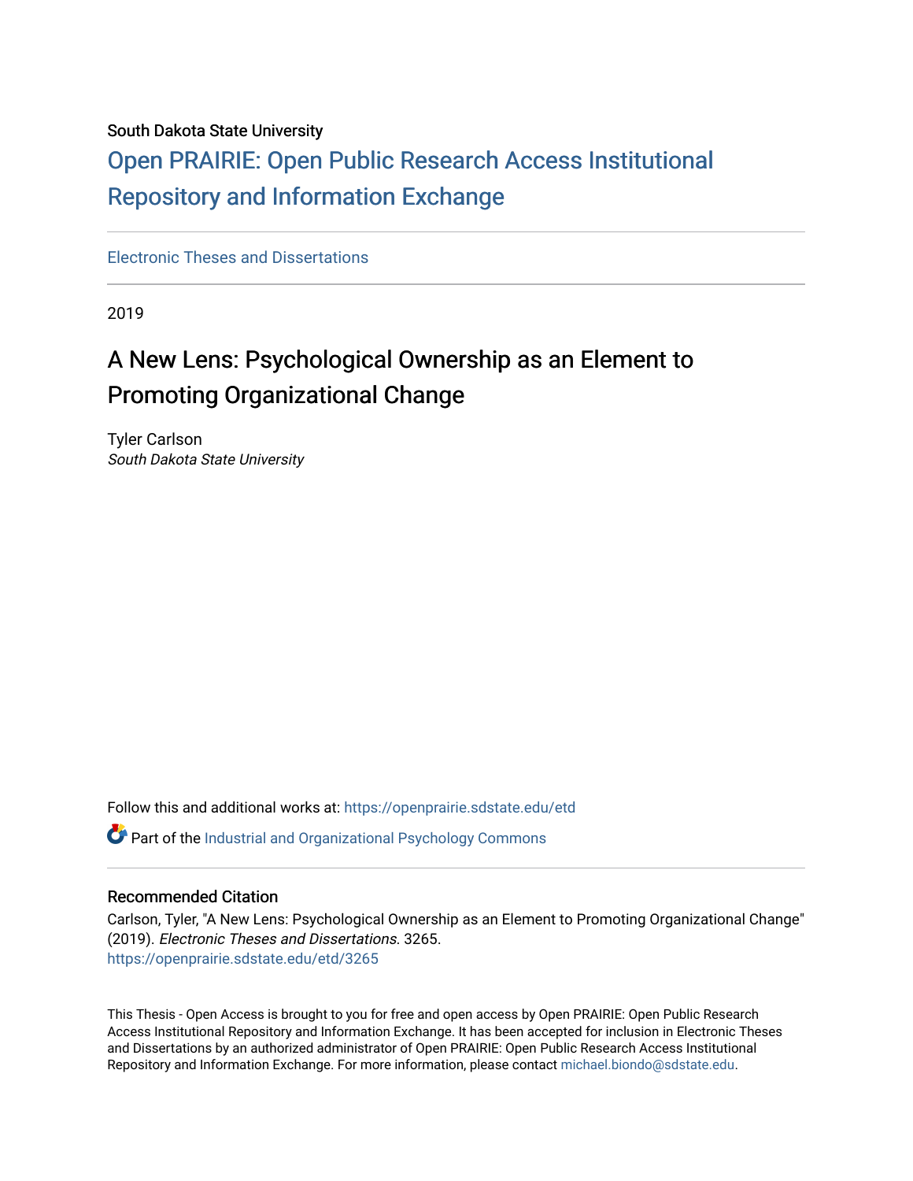South Dakota State University

# Open PRAIRIE: Open Public Research Access Institutional Repository and Information Exchange

Electronic Theses and Dissertations

2019

# A New Lens: Psychological Ownership as an Element to Promoting Organizational Change

Tyler Carlson
*South Dakota State University*

Follow this and additional works at: https://openprairie.sdstate.edu/etd

Part of the Industrial and Organizational Psychology Commons

## Recommended Citation

Carlson, Tyler, "A New Lens: Psychological Ownership as an Element to Promoting Organizational Change" (2019). *Electronic Theses and Dissertations*. 3265.
https://openprairie.sdstate.edu/etd/3265

This Thesis - Open Access is brought to you for free and open access by Open PRAIRIE: Open Public Research Access Institutional Repository and Information Exchange. It has been accepted for inclusion in Electronic Theses and Dissertations by an authorized administrator of Open PRAIRIE: Open Public Research Access Institutional Repository and Information Exchange. For more information, please contact michael.biondo@sdstate.edu.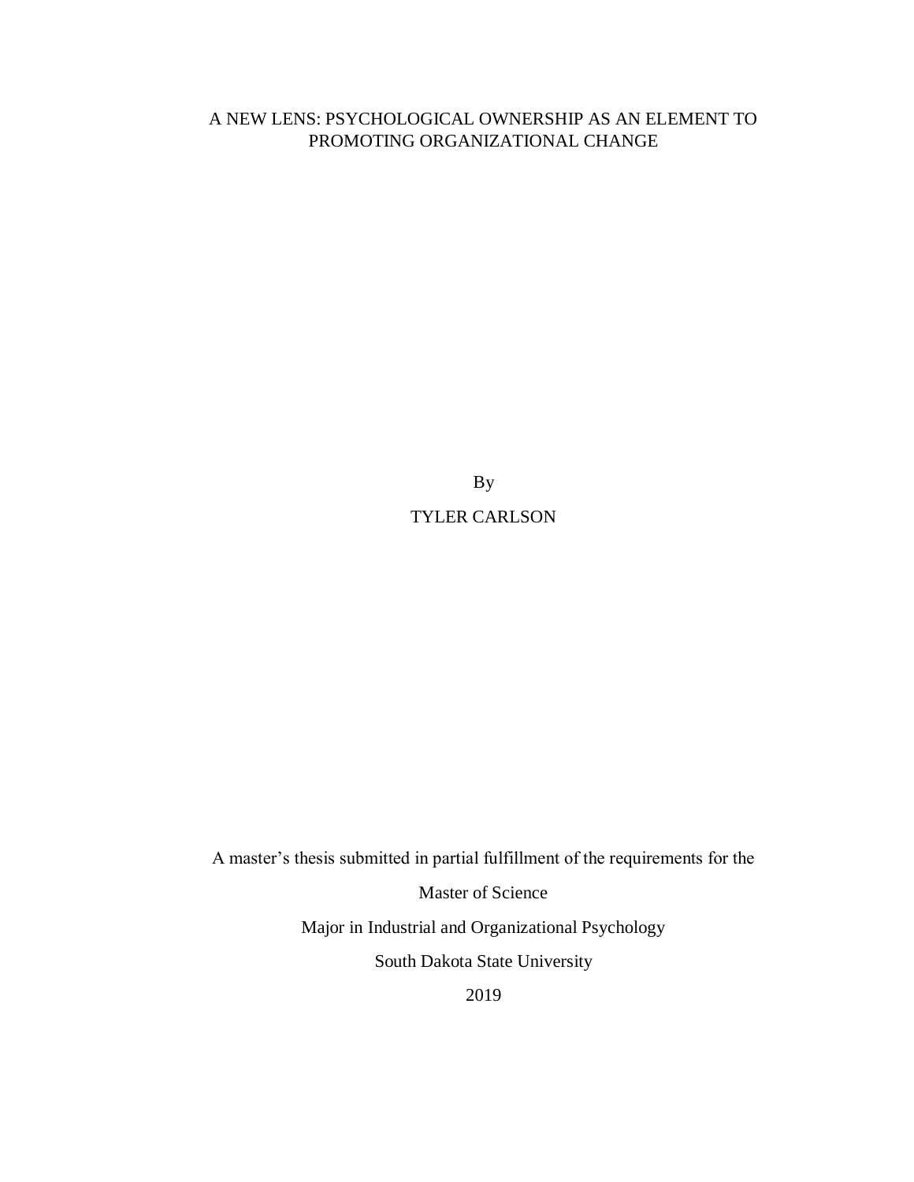# A NEW LENS: PSYCHOLOGICAL OWNERSHIP AS AN ELEMENT TO PROMOTING ORGANIZATIONAL CHANGE

By

TYLER CARLSON

A master's thesis submitted in partial fulfillment of the requirements for the

Master of Science

Major in Industrial and Organizational Psychology

South Dakota State University

2019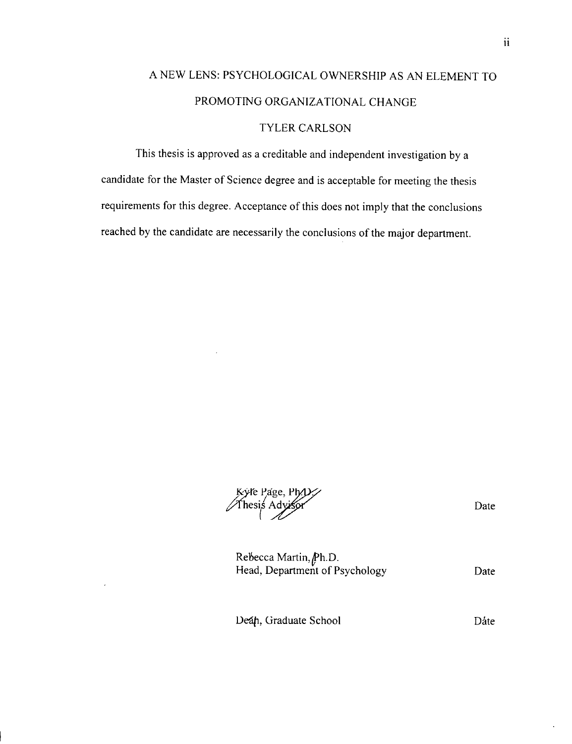A NEW LENS: PSYCHOLOGICAL OWNERSHIP AS AN ELEMENT TO PROMOTING ORGANIZATIONAL CHANGE

TYLER CARLSON

This thesis is approved as a creditable and independent investigation by a candidate for the Master of Science degree and is acceptable for meeting the thesis requirements for this degree. Acceptance of this does not imply that the conclusions reached by the candidate are necessarily the conclusions of the major department.

Kyle Page, Ph.D.
Thesis Advisor — Date

Rebecca Martin, Ph.D.
Head, Department of Psychology — Date

Dean, Graduate School — Date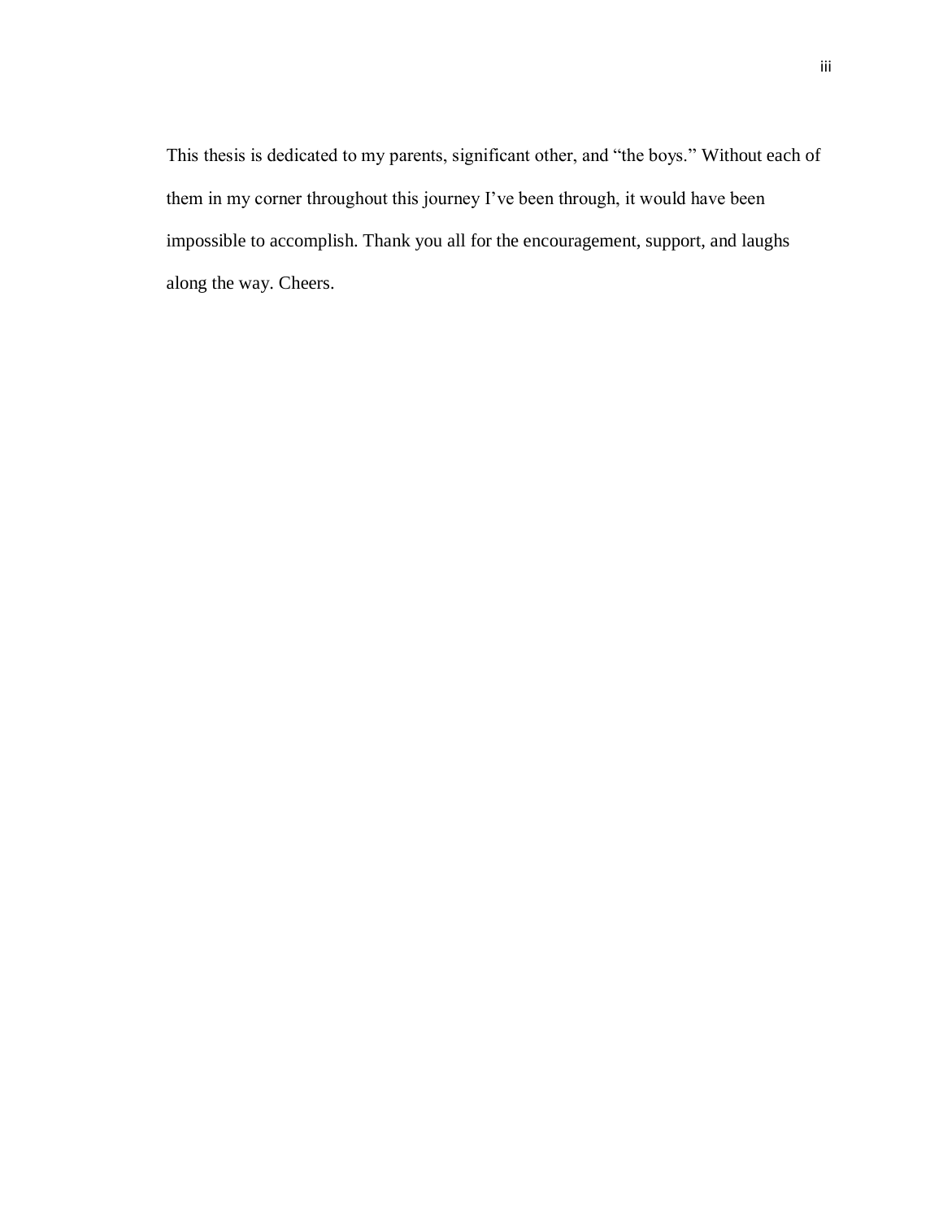This thesis is dedicated to my parents, significant other, and "the boys." Without each of them in my corner throughout this journey I've been through, it would have been impossible to accomplish. Thank you all for the encouragement, support, and laughs along the way. Cheers.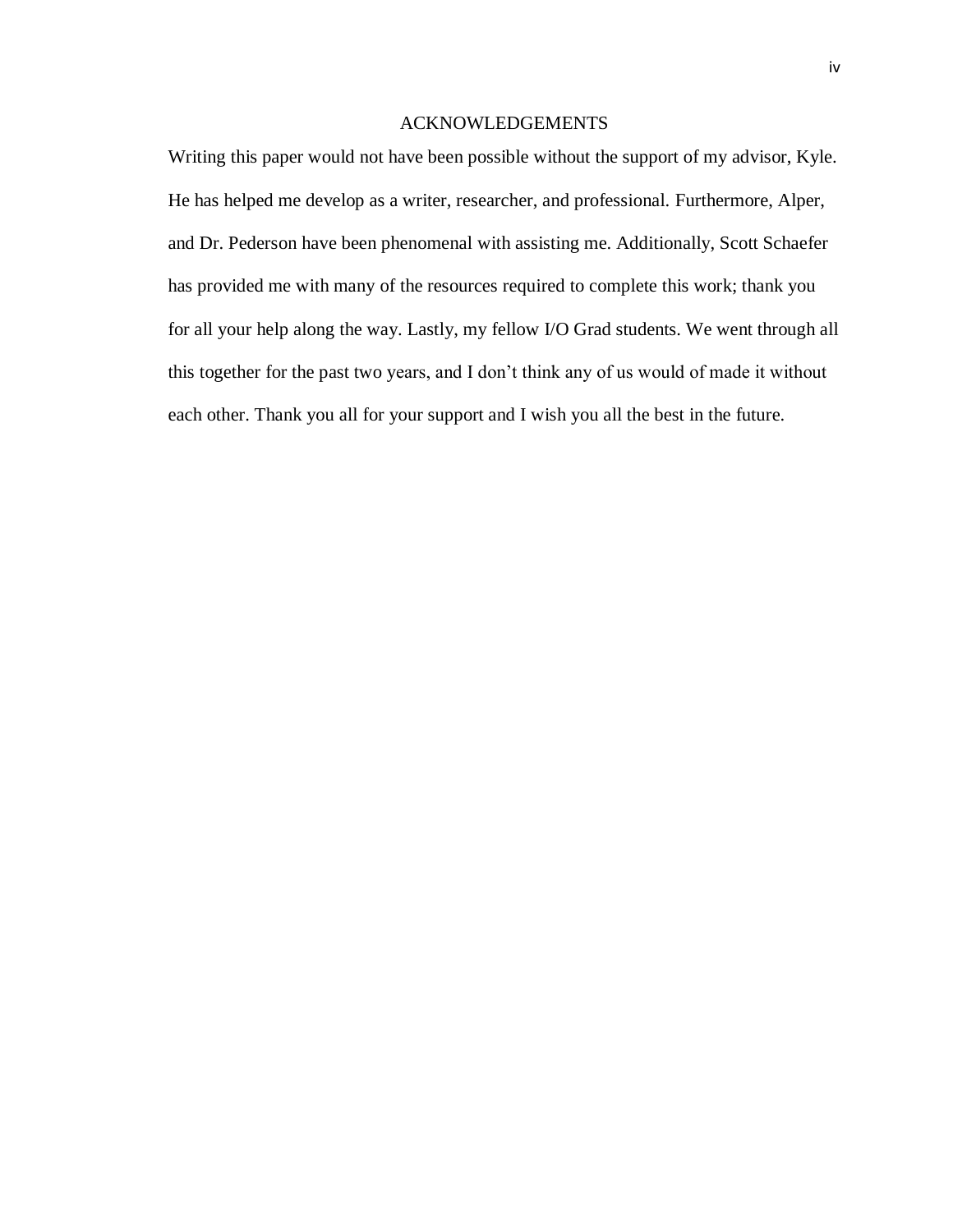# ACKNOWLEDGEMENTS

Writing this paper would not have been possible without the support of my advisor, Kyle. He has helped me develop as a writer, researcher, and professional. Furthermore, Alper, and Dr. Pederson have been phenomenal with assisting me. Additionally, Scott Schaefer has provided me with many of the resources required to complete this work; thank you for all your help along the way. Lastly, my fellow I/O Grad students. We went through all this together for the past two years, and I don't think any of us would of made it without each other. Thank you all for your support and I wish you all the best in the future.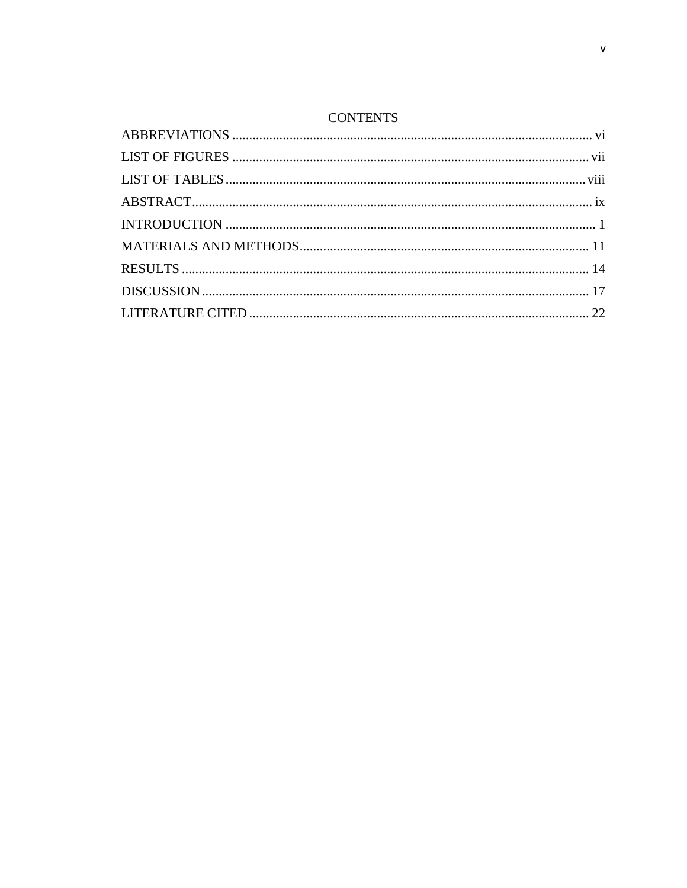# CONTENTS

ABBREVIATIONS .......................................................................................................... vi

LIST OF FIGURES ......................................................................................................... vii

LIST OF TABLES ........................................................................................................... viii

ABSTRACT ....................................................................................................................... ix

INTRODUCTION ............................................................................................................. 1

MATERIALS AND METHODS ..................................................................................... 11

RESULTS ......................................................................................................................... 14

DISCUSSION .................................................................................................................. 17

LITERATURE CITED .................................................................................................... 22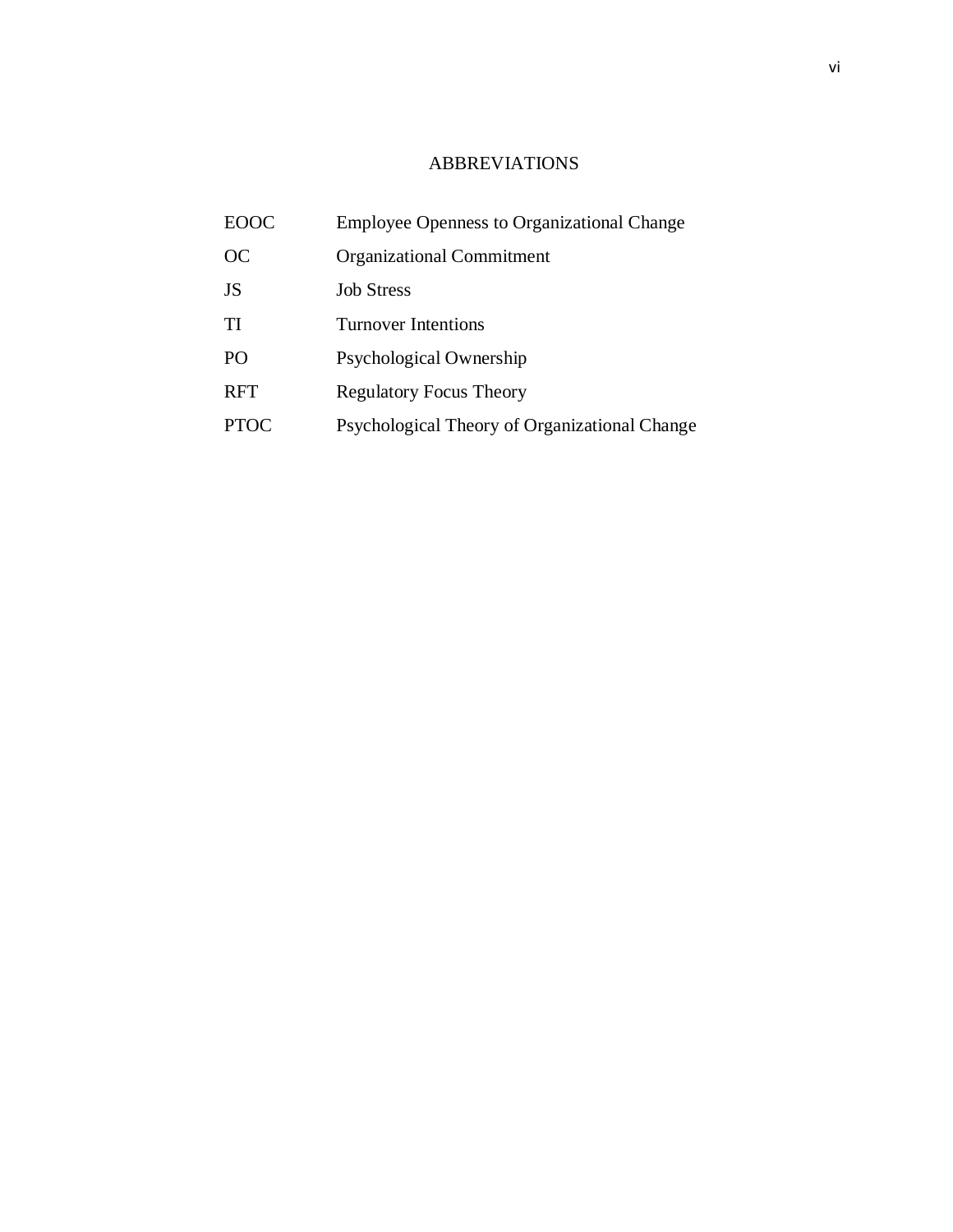# ABBREVIATIONS

| | |
|---|---|
| EOOC | Employee Openness to Organizational Change |
| OC | Organizational Commitment |
| JS | Job Stress |
| TI | Turnover Intentions |
| PO | Psychological Ownership |
| RFT | Regulatory Focus Theory |
| PTOC | Psychological Theory of Organizational Change |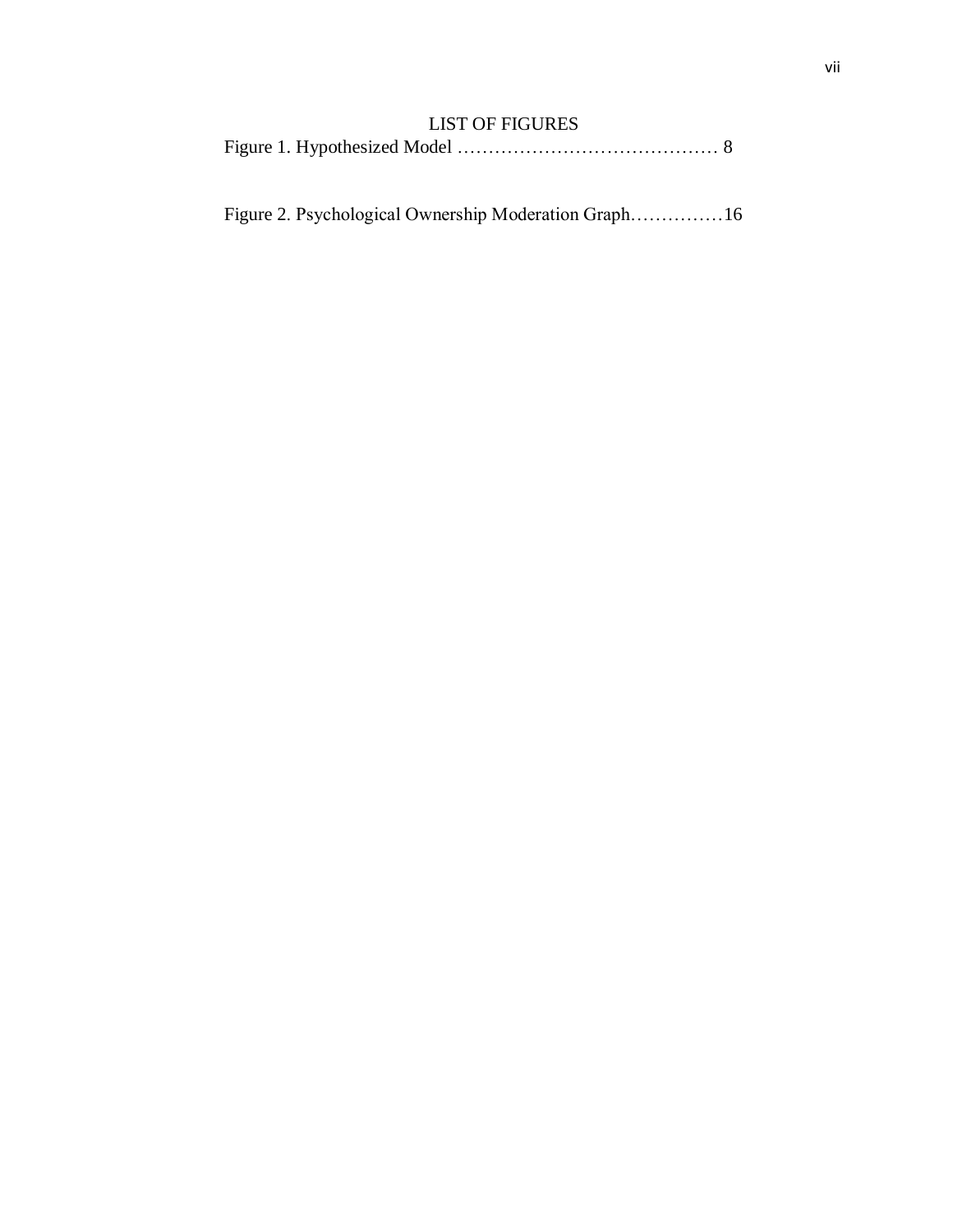# LIST OF FIGURES

Figure 1. Hypothesized Model …………………………………… 8

Figure 2. Psychological Ownership Moderation Graph……………16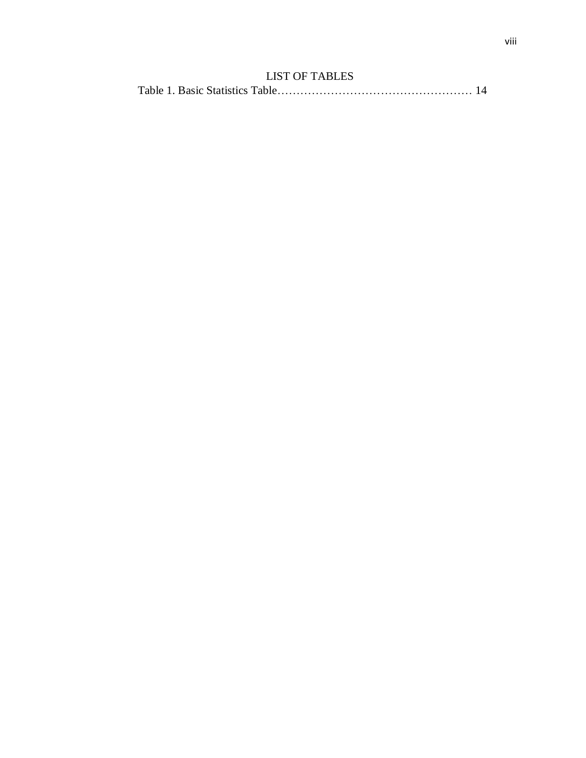# LIST OF TABLES

Table 1. Basic Statistics Table…………………………………………… 14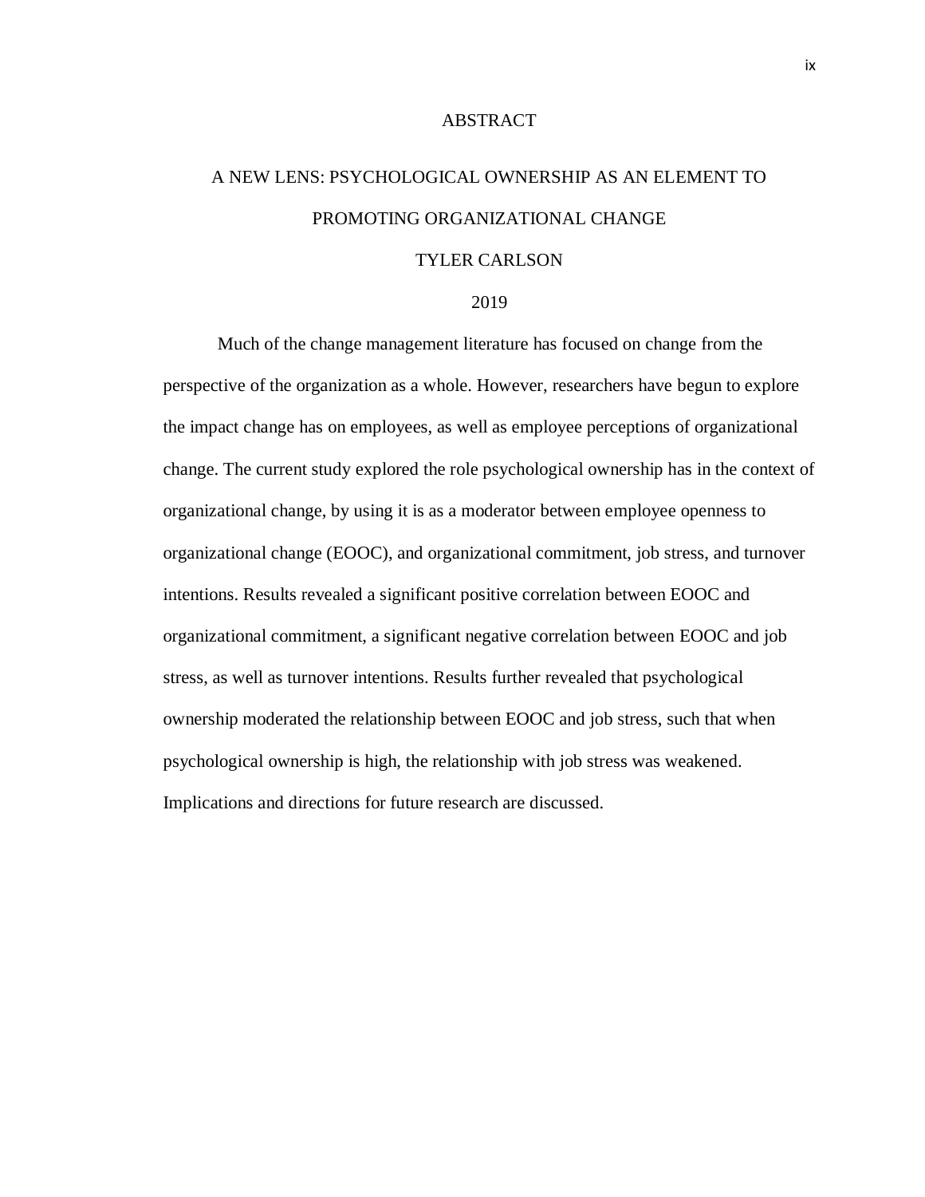# ABSTRACT

## A NEW LENS: PSYCHOLOGICAL OWNERSHIP AS AN ELEMENT TO PROMOTING ORGANIZATIONAL CHANGE

TYLER CARLSON

2019

Much of the change management literature has focused on change from the perspective of the organization as a whole. However, researchers have begun to explore the impact change has on employees, as well as employee perceptions of organizational change. The current study explored the role psychological ownership has in the context of organizational change, by using it is as a moderator between employee openness to organizational change (EOOC), and organizational commitment, job stress, and turnover intentions. Results revealed a significant positive correlation between EOOC and organizational commitment, a significant negative correlation between EOOC and job stress, as well as turnover intentions. Results further revealed that psychological ownership moderated the relationship between EOOC and job stress, such that when psychological ownership is high, the relationship with job stress was weakened. Implications and directions for future research are discussed.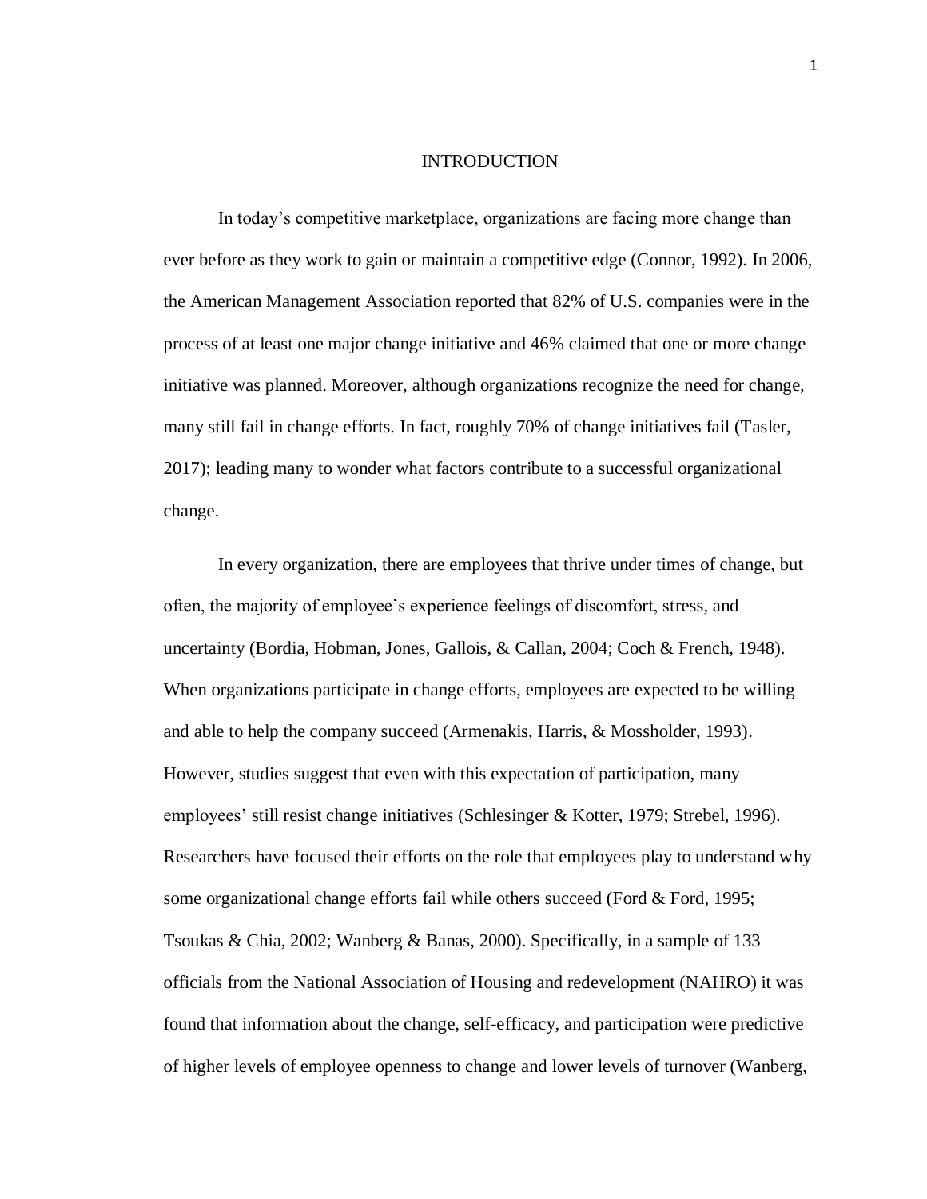# INTRODUCTION

In today's competitive marketplace, organizations are facing more change than ever before as they work to gain or maintain a competitive edge (Connor, 1992). In 2006, the American Management Association reported that 82% of U.S. companies were in the process of at least one major change initiative and 46% claimed that one or more change initiative was planned. Moreover, although organizations recognize the need for change, many still fail in change efforts. In fact, roughly 70% of change initiatives fail (Tasler, 2017); leading many to wonder what factors contribute to a successful organizational change.

In every organization, there are employees that thrive under times of change, but often, the majority of employee's experience feelings of discomfort, stress, and uncertainty (Bordia, Hobman, Jones, Gallois, & Callan, 2004; Coch & French, 1948). When organizations participate in change efforts, employees are expected to be willing and able to help the company succeed (Armenakis, Harris, & Mossholder, 1993). However, studies suggest that even with this expectation of participation, many employees' still resist change initiatives (Schlesinger & Kotter, 1979; Strebel, 1996). Researchers have focused their efforts on the role that employees play to understand why some organizational change efforts fail while others succeed (Ford & Ford, 1995; Tsoukas & Chia, 2002; Wanberg & Banas, 2000). Specifically, in a sample of 133 officials from the National Association of Housing and redevelopment (NAHRO) it was found that information about the change, self-efficacy, and participation were predictive of higher levels of employee openness to change and lower levels of turnover (Wanberg,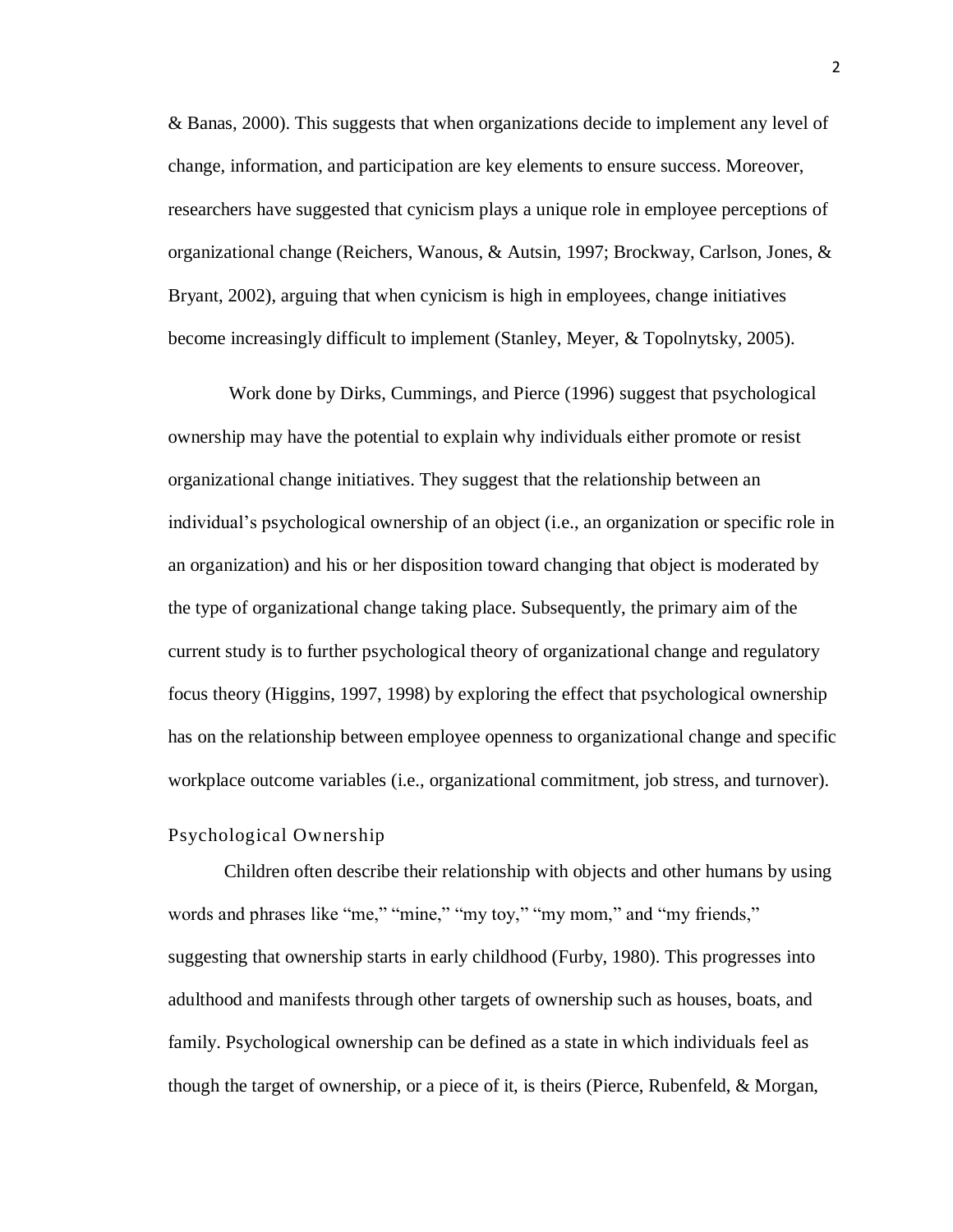& Banas, 2000). This suggests that when organizations decide to implement any level of change, information, and participation are key elements to ensure success. Moreover, researchers have suggested that cynicism plays a unique role in employee perceptions of organizational change (Reichers, Wanous, & Autsin, 1997; Brockway, Carlson, Jones, & Bryant, 2002), arguing that when cynicism is high in employees, change initiatives become increasingly difficult to implement (Stanley, Meyer, & Topolnytsky, 2005).

Work done by Dirks, Cummings, and Pierce (1996) suggest that psychological ownership may have the potential to explain why individuals either promote or resist organizational change initiatives. They suggest that the relationship between an individual's psychological ownership of an object (i.e., an organization or specific role in an organization) and his or her disposition toward changing that object is moderated by the type of organizational change taking place. Subsequently, the primary aim of the current study is to further psychological theory of organizational change and regulatory focus theory (Higgins, 1997, 1998) by exploring the effect that psychological ownership has on the relationship between employee openness to organizational change and specific workplace outcome variables (i.e., organizational commitment, job stress, and turnover).

## Psychological Ownership

Children often describe their relationship with objects and other humans by using words and phrases like "me," "mine," "my toy," "my mom," and "my friends," suggesting that ownership starts in early childhood (Furby, 1980). This progresses into adulthood and manifests through other targets of ownership such as houses, boats, and family. Psychological ownership can be defined as a state in which individuals feel as though the target of ownership, or a piece of it, is theirs (Pierce, Rubenfeld, & Morgan,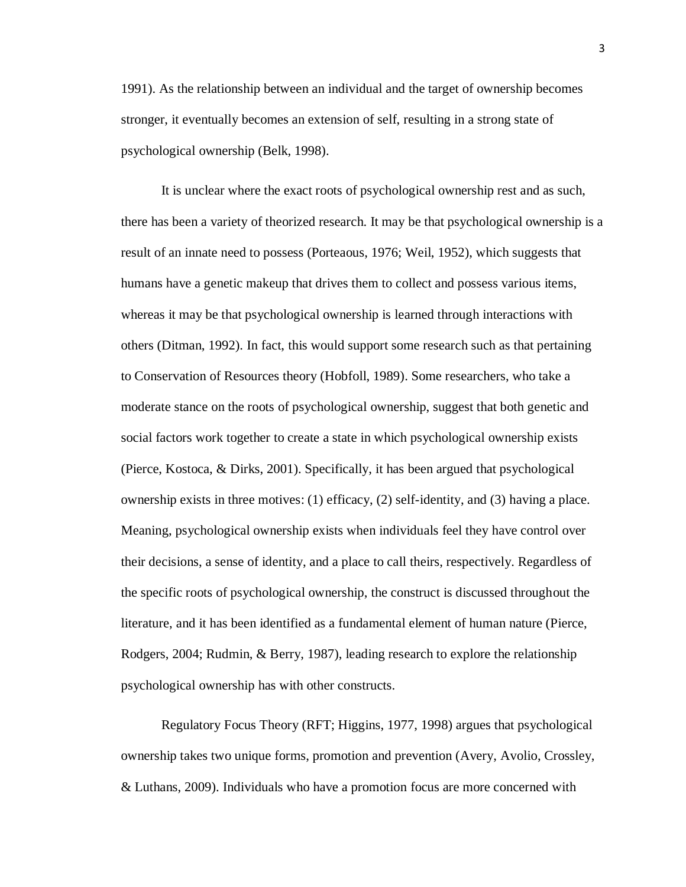1991). As the relationship between an individual and the target of ownership becomes stronger, it eventually becomes an extension of self, resulting in a strong state of psychological ownership (Belk, 1998).

It is unclear where the exact roots of psychological ownership rest and as such, there has been a variety of theorized research. It may be that psychological ownership is a result of an innate need to possess (Porteaous, 1976; Weil, 1952), which suggests that humans have a genetic makeup that drives them to collect and possess various items, whereas it may be that psychological ownership is learned through interactions with others (Ditman, 1992). In fact, this would support some research such as that pertaining to Conservation of Resources theory (Hobfoll, 1989). Some researchers, who take a moderate stance on the roots of psychological ownership, suggest that both genetic and social factors work together to create a state in which psychological ownership exists (Pierce, Kostoca, & Dirks, 2001). Specifically, it has been argued that psychological ownership exists in three motives: (1) efficacy, (2) self-identity, and (3) having a place. Meaning, psychological ownership exists when individuals feel they have control over their decisions, a sense of identity, and a place to call theirs, respectively. Regardless of the specific roots of psychological ownership, the construct is discussed throughout the literature, and it has been identified as a fundamental element of human nature (Pierce, Rodgers, 2004; Rudmin, & Berry, 1987), leading research to explore the relationship psychological ownership has with other constructs.

Regulatory Focus Theory (RFT; Higgins, 1977, 1998) argues that psychological ownership takes two unique forms, promotion and prevention (Avery, Avolio, Crossley, & Luthans, 2009). Individuals who have a promotion focus are more concerned with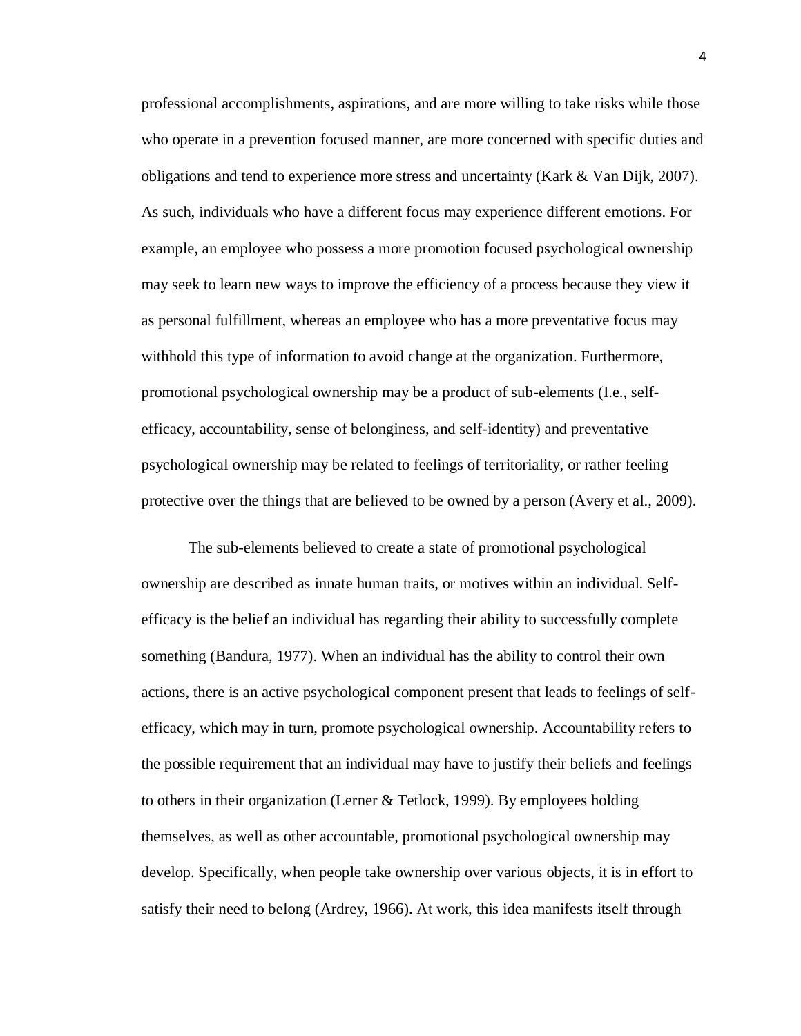professional accomplishments, aspirations, and are more willing to take risks while those who operate in a prevention focused manner, are more concerned with specific duties and obligations and tend to experience more stress and uncertainty (Kark & Van Dijk, 2007). As such, individuals who have a different focus may experience different emotions. For example, an employee who possess a more promotion focused psychological ownership may seek to learn new ways to improve the efficiency of a process because they view it as personal fulfillment, whereas an employee who has a more preventative focus may withhold this type of information to avoid change at the organization. Furthermore, promotional psychological ownership may be a product of sub-elements (I.e., self-efficacy, accountability, sense of belonginess, and self-identity) and preventative psychological ownership may be related to feelings of territoriality, or rather feeling protective over the things that are believed to be owned by a person (Avery et al., 2009).

The sub-elements believed to create a state of promotional psychological ownership are described as innate human traits, or motives within an individual. Self-efficacy is the belief an individual has regarding their ability to successfully complete something (Bandura, 1977). When an individual has the ability to control their own actions, there is an active psychological component present that leads to feelings of self-efficacy, which may in turn, promote psychological ownership. Accountability refers to the possible requirement that an individual may have to justify their beliefs and feelings to others in their organization (Lerner & Tetlock, 1999). By employees holding themselves, as well as other accountable, promotional psychological ownership may develop. Specifically, when people take ownership over various objects, it is in effort to satisfy their need to belong (Ardrey, 1966). At work, this idea manifests itself through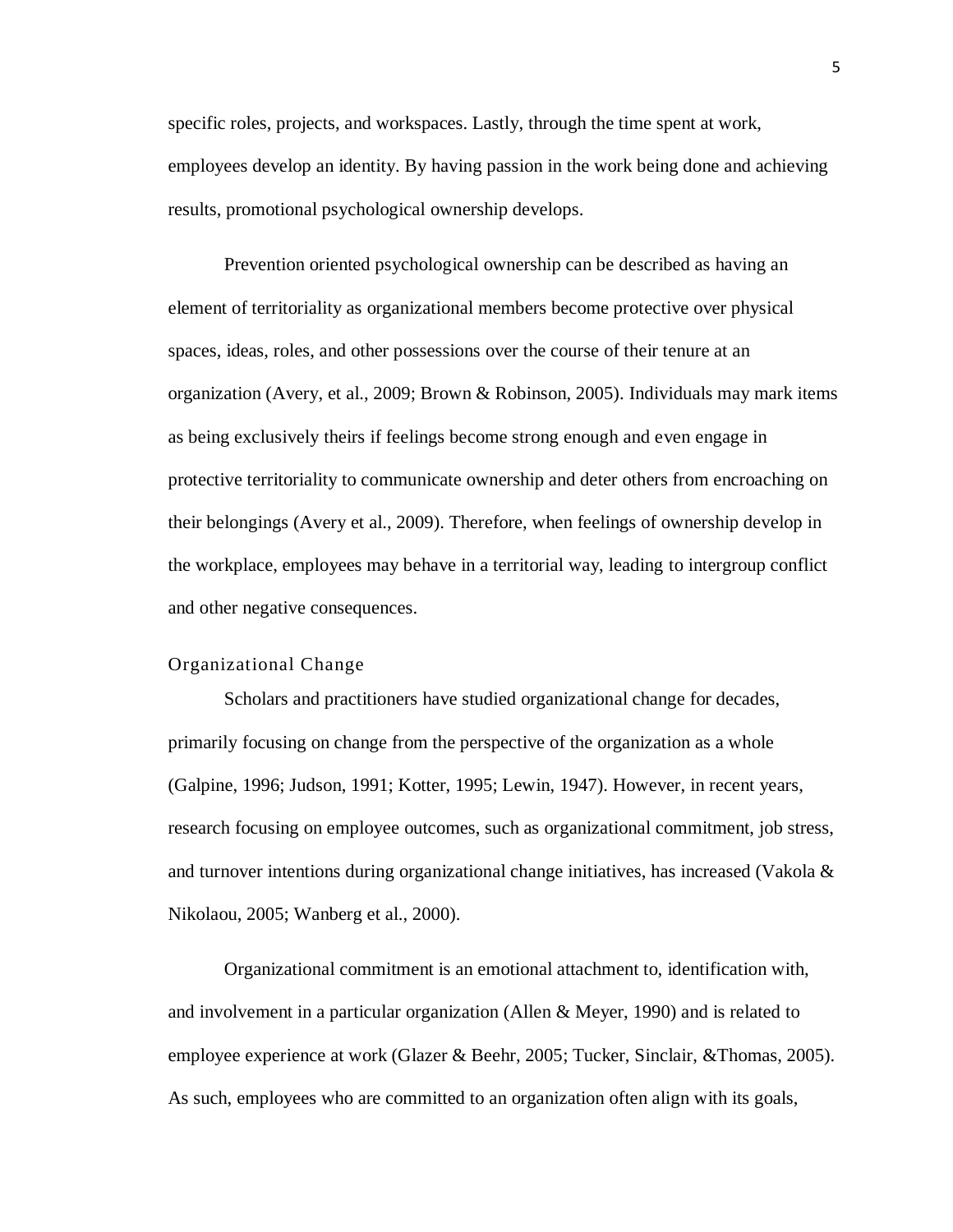specific roles, projects, and workspaces. Lastly, through the time spent at work, employees develop an identity. By having passion in the work being done and achieving results, promotional psychological ownership develops.

Prevention oriented psychological ownership can be described as having an element of territoriality as organizational members become protective over physical spaces, ideas, roles, and other possessions over the course of their tenure at an organization (Avery, et al., 2009; Brown & Robinson, 2005). Individuals may mark items as being exclusively theirs if feelings become strong enough and even engage in protective territoriality to communicate ownership and deter others from encroaching on their belongings (Avery et al., 2009). Therefore, when feelings of ownership develop in the workplace, employees may behave in a territorial way, leading to intergroup conflict and other negative consequences.

## Organizational Change

Scholars and practitioners have studied organizational change for decades, primarily focusing on change from the perspective of the organization as a whole (Galpine, 1996; Judson, 1991; Kotter, 1995; Lewin, 1947). However, in recent years, research focusing on employee outcomes, such as organizational commitment, job stress, and turnover intentions during organizational change initiatives, has increased (Vakola & Nikolaou, 2005; Wanberg et al., 2000).

Organizational commitment is an emotional attachment to, identification with, and involvement in a particular organization (Allen & Meyer, 1990) and is related to employee experience at work (Glazer & Beehr, 2005; Tucker, Sinclair, &Thomas, 2005). As such, employees who are committed to an organization often align with its goals,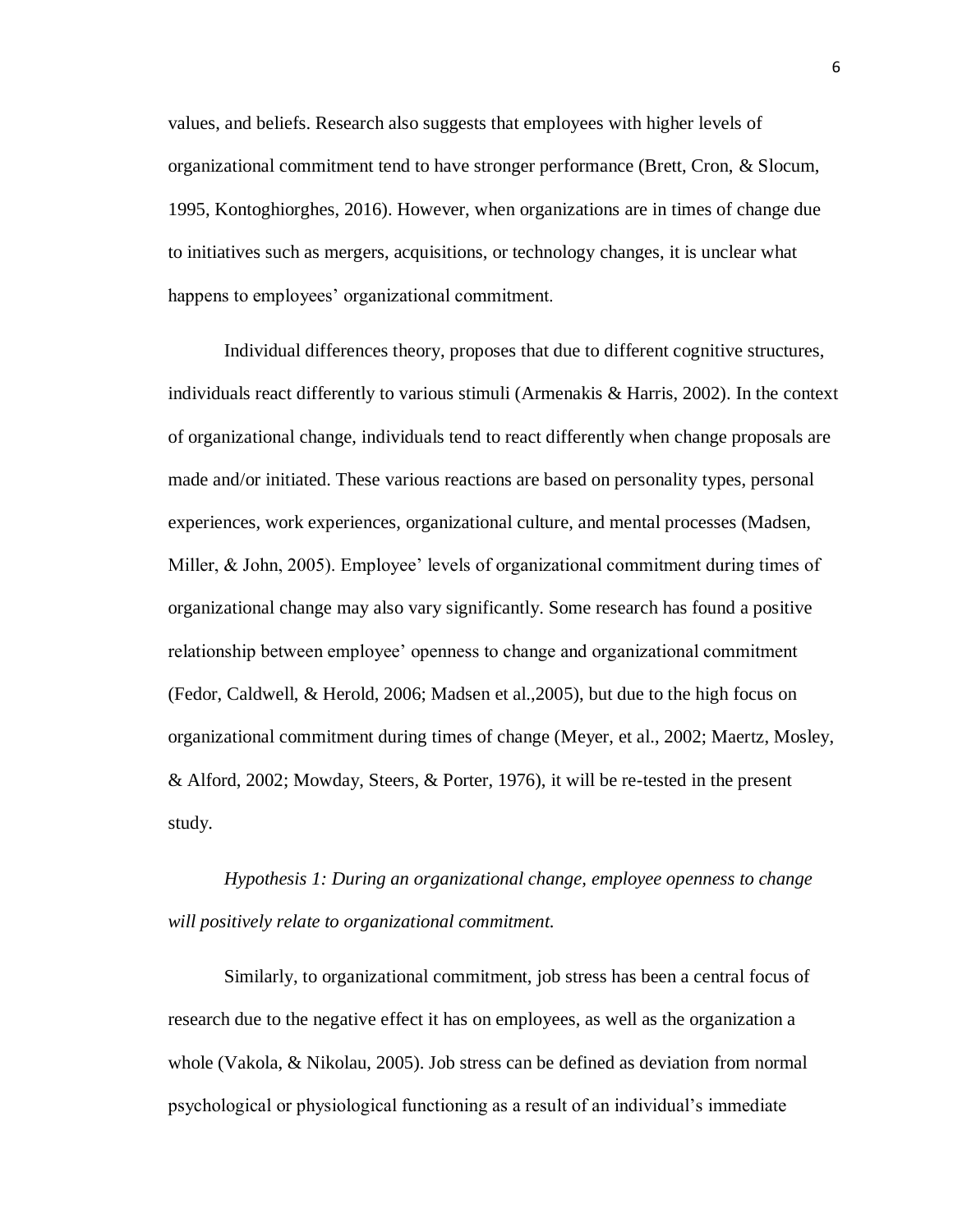values, and beliefs. Research also suggests that employees with higher levels of organizational commitment tend to have stronger performance (Brett, Cron, & Slocum, 1995, Kontoghiorghes, 2016). However, when organizations are in times of change due to initiatives such as mergers, acquisitions, or technology changes, it is unclear what happens to employees' organizational commitment.

Individual differences theory, proposes that due to different cognitive structures, individuals react differently to various stimuli (Armenakis & Harris, 2002). In the context of organizational change, individuals tend to react differently when change proposals are made and/or initiated. These various reactions are based on personality types, personal experiences, work experiences, organizational culture, and mental processes (Madsen, Miller, & John, 2005). Employee' levels of organizational commitment during times of organizational change may also vary significantly. Some research has found a positive relationship between employee' openness to change and organizational commitment (Fedor, Caldwell, & Herold, 2006; Madsen et al.,2005), but due to the high focus on organizational commitment during times of change (Meyer, et al., 2002; Maertz, Mosley, & Alford, 2002; Mowday, Steers, & Porter, 1976), it will be re-tested in the present study.

*Hypothesis 1: During an organizational change, employee openness to change will positively relate to organizational commitment.*

Similarly, to organizational commitment, job stress has been a central focus of research due to the negative effect it has on employees, as well as the organization a whole (Vakola, & Nikolau, 2005). Job stress can be defined as deviation from normal psychological or physiological functioning as a result of an individual's immediate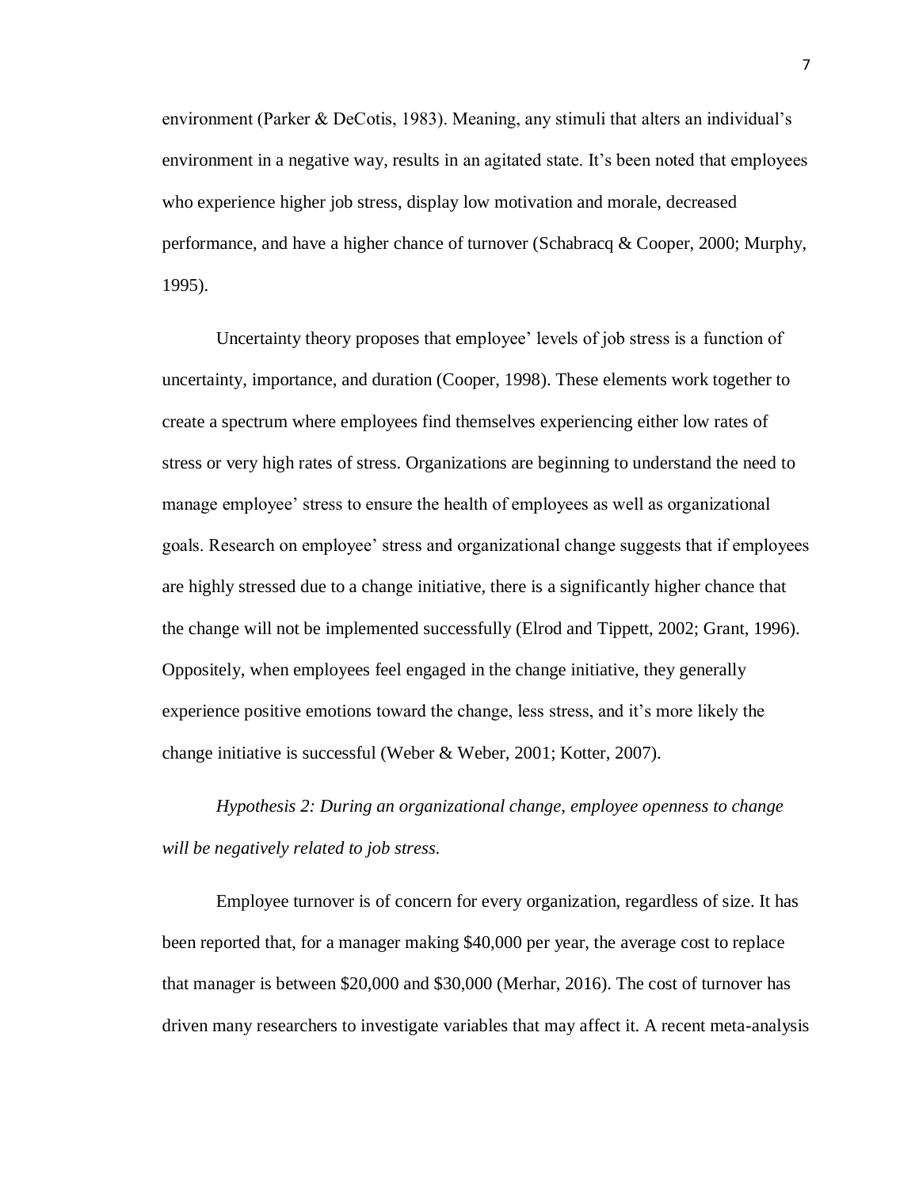environment (Parker & DeCotis, 1983). Meaning, any stimuli that alters an individual's environment in a negative way, results in an agitated state. It's been noted that employees who experience higher job stress, display low motivation and morale, decreased performance, and have a higher chance of turnover (Schabracq & Cooper, 2000; Murphy, 1995).

Uncertainty theory proposes that employee' levels of job stress is a function of uncertainty, importance, and duration (Cooper, 1998). These elements work together to create a spectrum where employees find themselves experiencing either low rates of stress or very high rates of stress. Organizations are beginning to understand the need to manage employee' stress to ensure the health of employees as well as organizational goals. Research on employee' stress and organizational change suggests that if employees are highly stressed due to a change initiative, there is a significantly higher chance that the change will not be implemented successfully (Elrod and Tippett, 2002; Grant, 1996). Oppositely, when employees feel engaged in the change initiative, they generally experience positive emotions toward the change, less stress, and it's more likely the change initiative is successful (Weber & Weber, 2001; Kotter, 2007).

*Hypothesis 2: During an organizational change, employee openness to change will be negatively related to job stress.*

Employee turnover is of concern for every organization, regardless of size. It has been reported that, for a manager making $40,000 per year, the average cost to replace that manager is between $20,000 and $30,000 (Merhar, 2016). The cost of turnover has driven many researchers to investigate variables that may affect it. A recent meta-analysis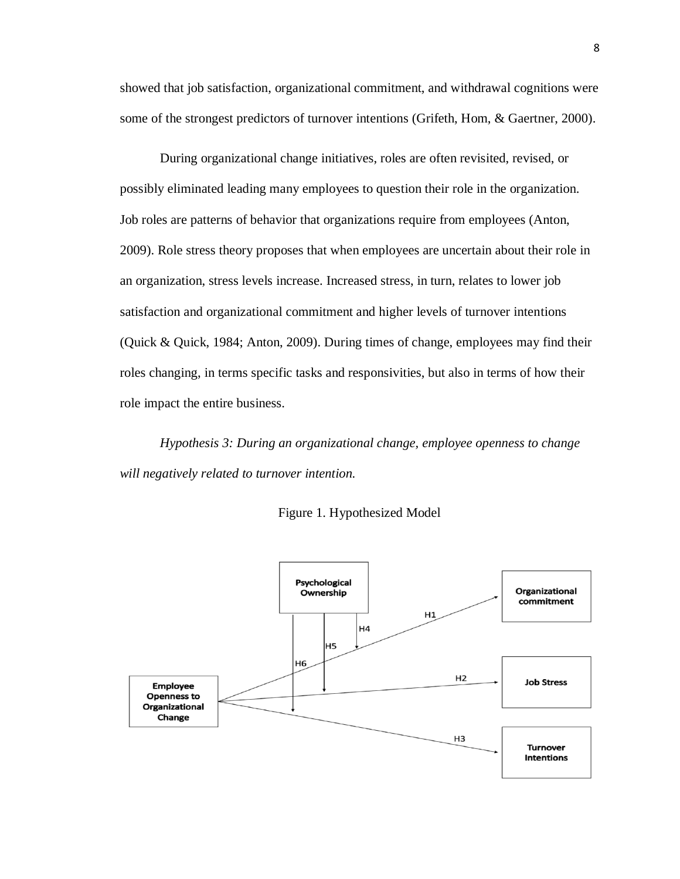showed that job satisfaction, organizational commitment, and withdrawal cognitions were some of the strongest predictors of turnover intentions (Grifeth, Hom, & Gaertner, 2000).

During organizational change initiatives, roles are often revisited, revised, or possibly eliminated leading many employees to question their role in the organization. Job roles are patterns of behavior that organizations require from employees (Anton, 2009). Role stress theory proposes that when employees are uncertain about their role in an organization, stress levels increase. Increased stress, in turn, relates to lower job satisfaction and organizational commitment and higher levels of turnover intentions (Quick & Quick, 1984; Anton, 2009). During times of change, employees may find their roles changing, in terms specific tasks and responsivities, but also in terms of how their role impact the entire business.

*Hypothesis 3: During an organizational change, employee openness to change will negatively related to turnover intention.*

Figure 1. Hypothesized Model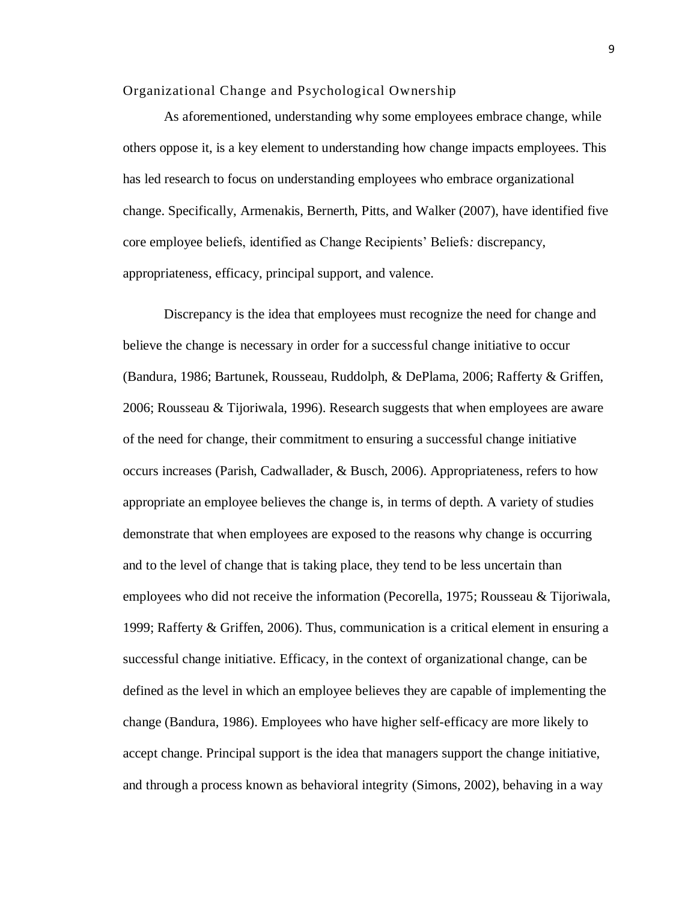## Organizational Change and Psychological Ownership

As aforementioned, understanding why some employees embrace change, while others oppose it, is a key element to understanding how change impacts employees. This has led research to focus on understanding employees who embrace organizational change. Specifically, Armenakis, Bernerth, Pitts, and Walker (2007), have identified five core employee beliefs, identified as Change Recipients' Beliefs*:* discrepancy, appropriateness, efficacy, principal support, and valence.

Discrepancy is the idea that employees must recognize the need for change and believe the change is necessary in order for a successful change initiative to occur (Bandura, 1986; Bartunek, Rousseau, Ruddolph, & DePlama, 2006; Rafferty & Griffen, 2006; Rousseau & Tijoriwala, 1996). Research suggests that when employees are aware of the need for change, their commitment to ensuring a successful change initiative occurs increases (Parish, Cadwallader, & Busch, 2006). Appropriateness, refers to how appropriate an employee believes the change is, in terms of depth. A variety of studies demonstrate that when employees are exposed to the reasons why change is occurring and to the level of change that is taking place, they tend to be less uncertain than employees who did not receive the information (Pecorella, 1975; Rousseau & Tijoriwala, 1999; Rafferty & Griffen, 2006). Thus, communication is a critical element in ensuring a successful change initiative. Efficacy, in the context of organizational change, can be defined as the level in which an employee believes they are capable of implementing the change (Bandura, 1986). Employees who have higher self-efficacy are more likely to accept change. Principal support is the idea that managers support the change initiative, and through a process known as behavioral integrity (Simons, 2002), behaving in a way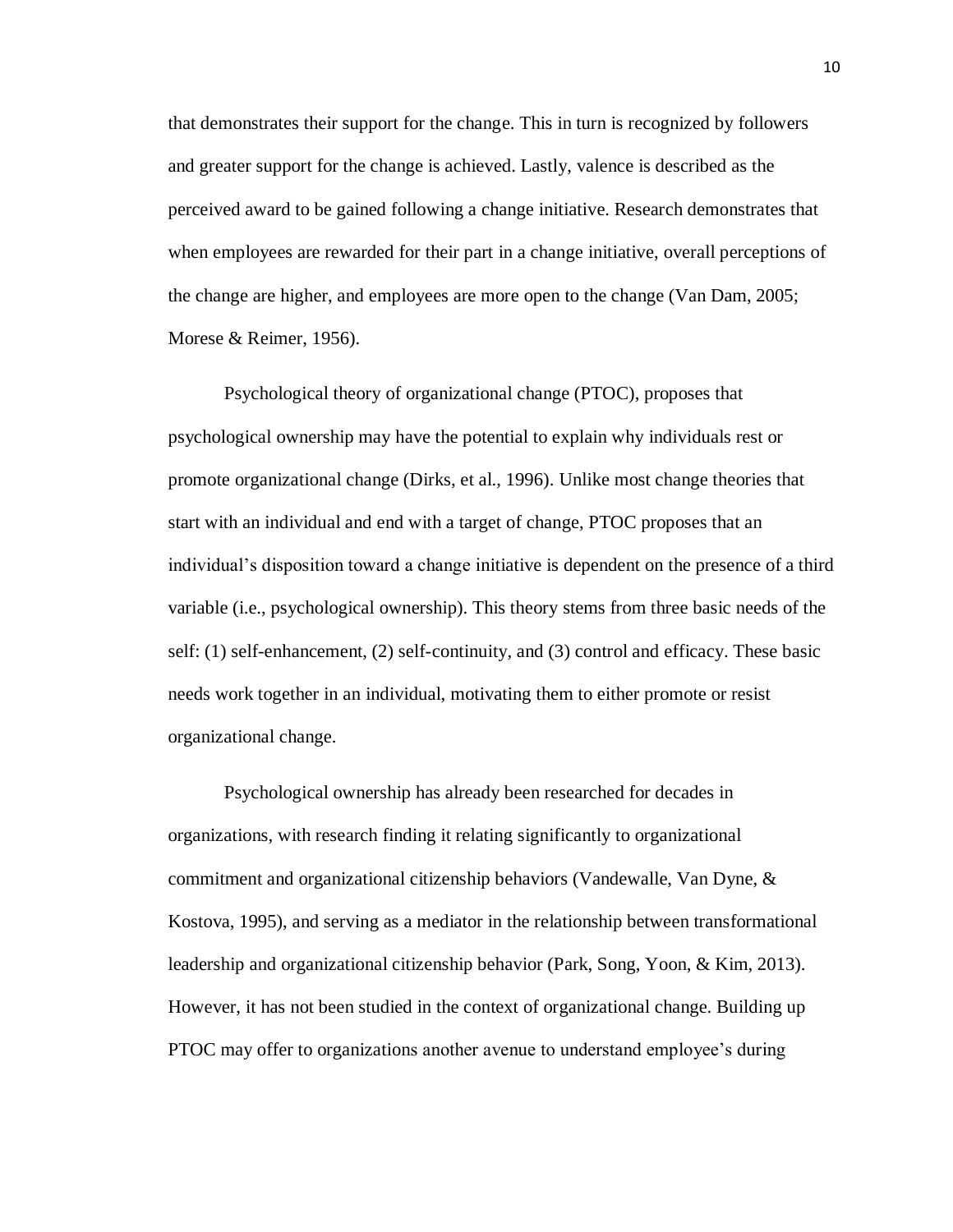that demonstrates their support for the change. This in turn is recognized by followers and greater support for the change is achieved. Lastly, valence is described as the perceived award to be gained following a change initiative. Research demonstrates that when employees are rewarded for their part in a change initiative, overall perceptions of the change are higher, and employees are more open to the change (Van Dam, 2005; Morese & Reimer, 1956).

Psychological theory of organizational change (PTOC), proposes that psychological ownership may have the potential to explain why individuals rest or promote organizational change (Dirks, et al., 1996). Unlike most change theories that start with an individual and end with a target of change, PTOC proposes that an individual's disposition toward a change initiative is dependent on the presence of a third variable (i.e., psychological ownership). This theory stems from three basic needs of the self: (1) self-enhancement, (2) self-continuity, and (3) control and efficacy. These basic needs work together in an individual, motivating them to either promote or resist organizational change.

Psychological ownership has already been researched for decades in organizations, with research finding it relating significantly to organizational commitment and organizational citizenship behaviors (Vandewalle, Van Dyne, & Kostova, 1995), and serving as a mediator in the relationship between transformational leadership and organizational citizenship behavior (Park, Song, Yoon, & Kim, 2013). However, it has not been studied in the context of organizational change. Building up PTOC may offer to organizations another avenue to understand employee's during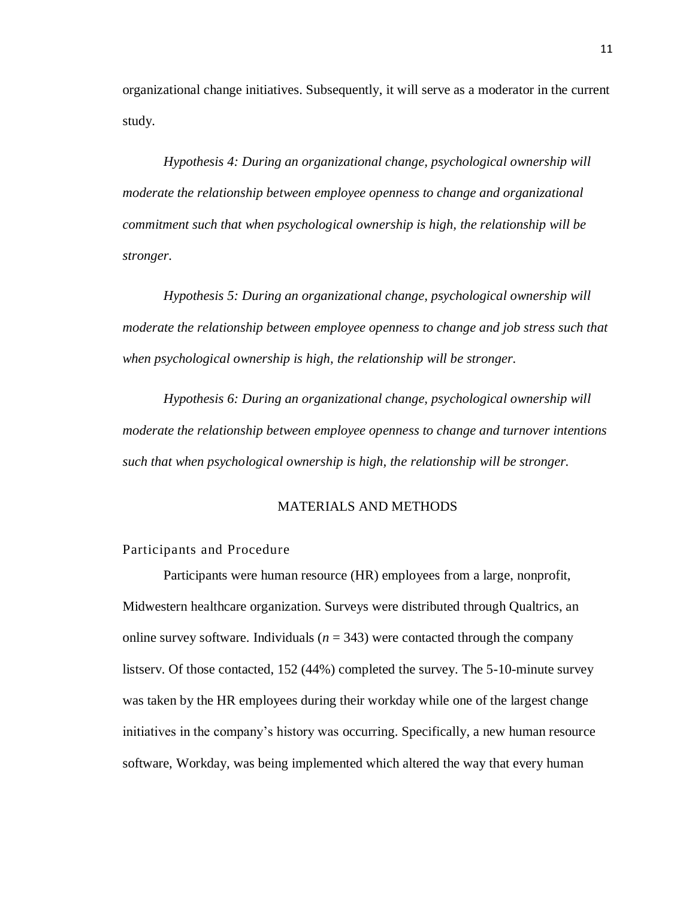organizational change initiatives. Subsequently, it will serve as a moderator in the current study.

*Hypothesis 4: During an organizational change, psychological ownership will moderate the relationship between employee openness to change and organizational commitment such that when psychological ownership is high, the relationship will be stronger.*

*Hypothesis 5: During an organizational change, psychological ownership will moderate the relationship between employee openness to change and job stress such that when psychological ownership is high, the relationship will be stronger.*

*Hypothesis 6: During an organizational change, psychological ownership will moderate the relationship between employee openness to change and turnover intentions such that when psychological ownership is high, the relationship will be stronger.*

# MATERIALS AND METHODS

## Participants and Procedure

Participants were human resource (HR) employees from a large, nonprofit, Midwestern healthcare organization. Surveys were distributed through Qualtrics, an online survey software. Individuals ($n$ = 343) were contacted through the company listserv. Of those contacted, 152 (44%) completed the survey. The 5-10-minute survey was taken by the HR employees during their workday while one of the largest change initiatives in the company's history was occurring. Specifically, a new human resource software, Workday, was being implemented which altered the way that every human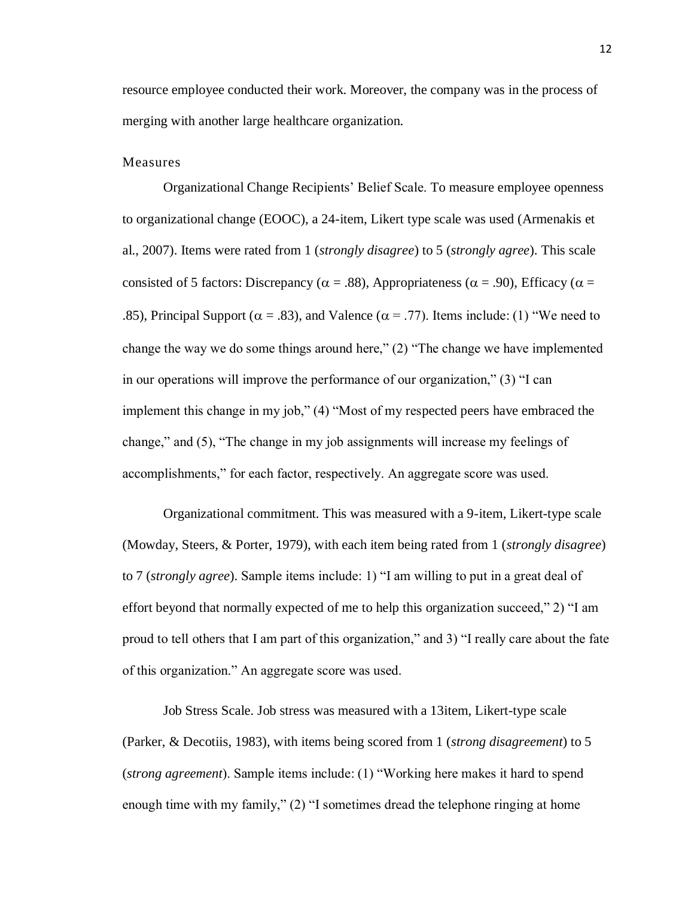resource employee conducted their work. Moreover, the company was in the process of merging with another large healthcare organization.

## Measures

Organizational Change Recipients' Belief Scale. To measure employee openness to organizational change (EOOC), a 24-item, Likert type scale was used (Armenakis et al., 2007). Items were rated from 1 (*strongly disagree*) to 5 (*strongly agree*). This scale consisted of 5 factors: Discrepancy ($\alpha$ = .88), Appropriateness ($\alpha$ = .90), Efficacy ($\alpha$ = .85), Principal Support ($\alpha$ = .83), and Valence ($\alpha$ = .77). Items include: (1) "We need to change the way we do some things around here," (2) "The change we have implemented in our operations will improve the performance of our organization," (3) "I can implement this change in my job," (4) "Most of my respected peers have embraced the change," and (5), "The change in my job assignments will increase my feelings of accomplishments," for each factor, respectively. An aggregate score was used.

Organizational commitment. This was measured with a 9-item, Likert-type scale (Mowday, Steers, & Porter, 1979), with each item being rated from 1 (*strongly disagree*) to 7 (*strongly agree*). Sample items include: 1) "I am willing to put in a great deal of effort beyond that normally expected of me to help this organization succeed," 2) "I am proud to tell others that I am part of this organization," and 3) "I really care about the fate of this organization." An aggregate score was used.

Job Stress Scale. Job stress was measured with a 13item, Likert-type scale (Parker, & Decotiis, 1983), with items being scored from 1 (*strong disagreement*) to 5 (*strong agreement*). Sample items include: (1) "Working here makes it hard to spend enough time with my family," (2) "I sometimes dread the telephone ringing at home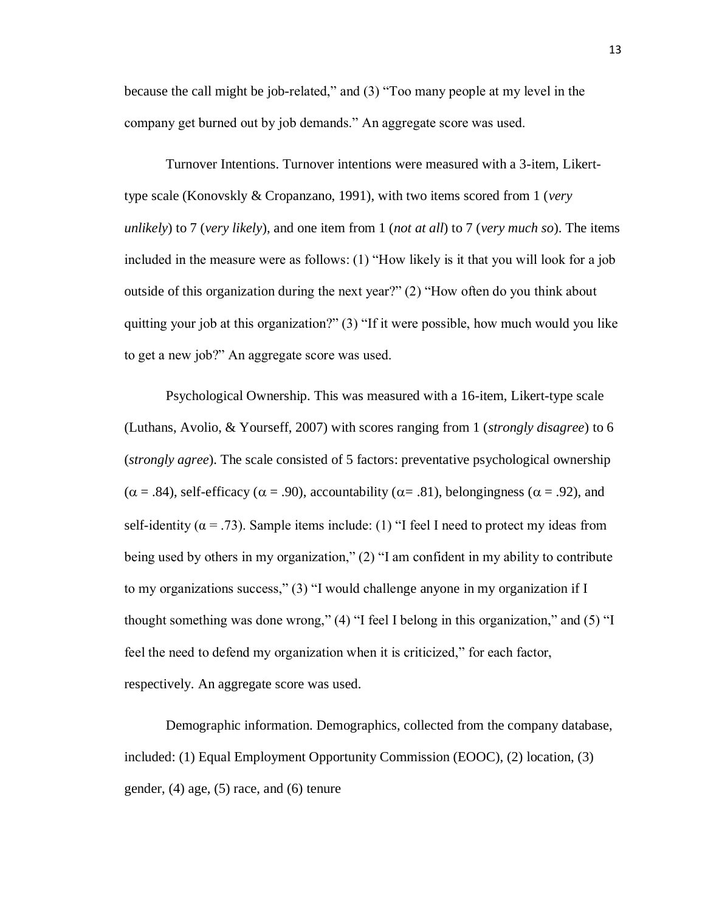because the call might be job-related," and (3) "Too many people at my level in the company get burned out by job demands." An aggregate score was used.

Turnover Intentions. Turnover intentions were measured with a 3-item, Likert-type scale (Konovsklу & Cropanzano, 1991), with two items scored from 1 (*very unlikely*) to 7 (*very likely*), and one item from 1 (*not at all*) to 7 (*very much so*). The items included in the measure were as follows: (1) "How likely is it that you will look for a job outside of this organization during the next year?" (2) "How often do you think about quitting your job at this organization?" (3) "If it were possible, how much would you like to get a new job?" An aggregate score was used.

Psychological Ownership. This was measured with a 16-item, Likert-type scale (Luthans, Avolio, & Yourseff, 2007) with scores ranging from 1 (*strongly disagree*) to 6 (*strongly agree*). The scale consisted of 5 factors: preventative psychological ownership ($\alpha = .84$), self-efficacy ($\alpha = .90$), accountability ($\alpha = .81$), belongingness ($\alpha = .92$), and self-identity ($\alpha = .73$). Sample items include: (1) "I feel I need to protect my ideas from being used by others in my organization," (2) "I am confident in my ability to contribute to my organizations success," (3) "I would challenge anyone in my organization if I thought something was done wrong," (4) "I feel I belong in this organization," and (5) "I feel the need to defend my organization when it is criticized," for each factor, respectively. An aggregate score was used.

Demographic information. Demographics, collected from the company database, included: (1) Equal Employment Opportunity Commission (EOOC), (2) location, (3) gender, (4) age, (5) race, and (6) tenure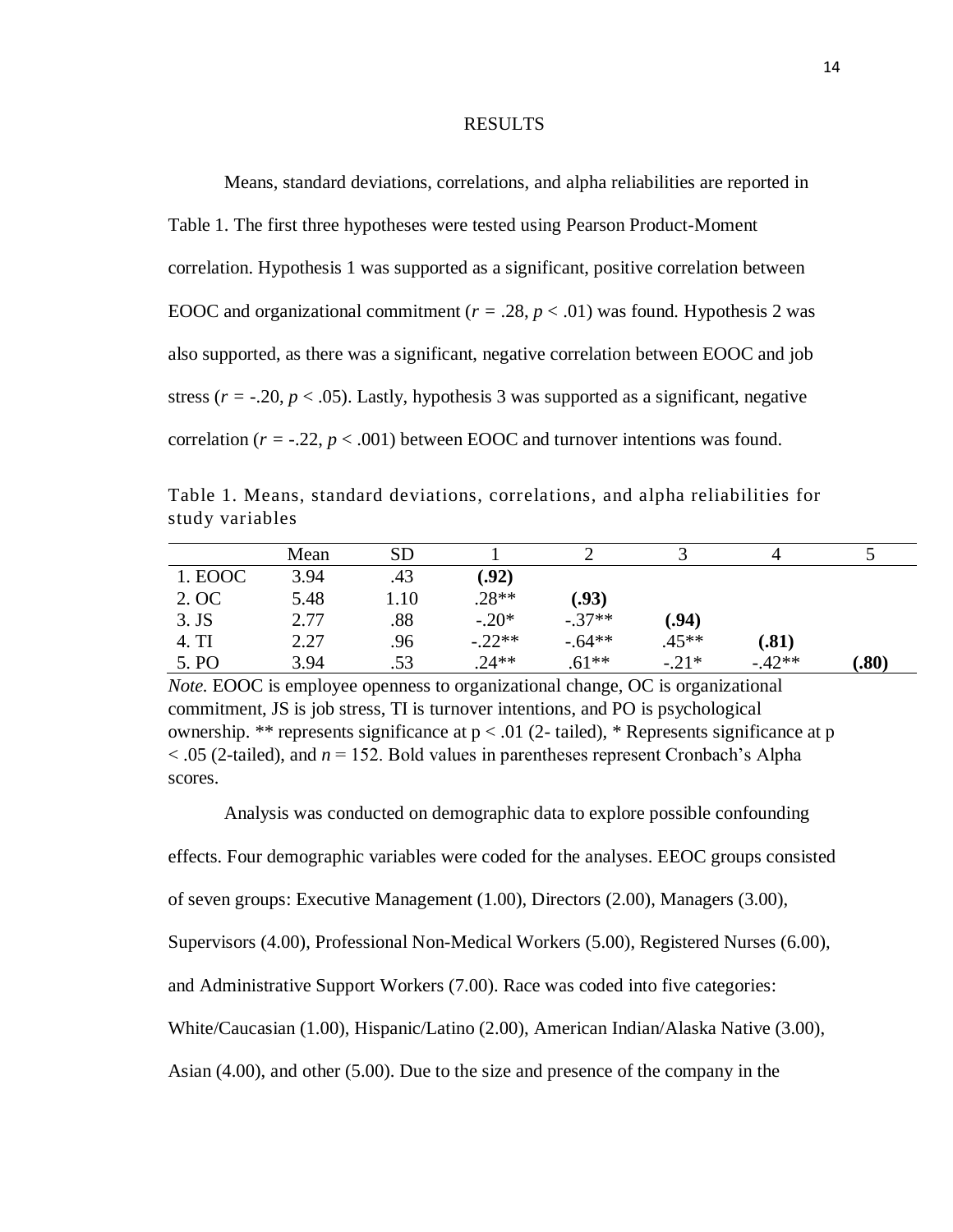## RESULTS

Means, standard deviations, correlations, and alpha reliabilities are reported in Table 1. The first three hypotheses were tested using Pearson Product-Moment correlation. Hypothesis 1 was supported as a significant, positive correlation between EOOC and organizational commitment ($r = .28$, $p < .01$) was found. Hypothesis 2 was also supported, as there was a significant, negative correlation between EOOC and job stress ($r = -.20$, $p < .05$). Lastly, hypothesis 3 was supported as a significant, negative correlation ($r = -.22$, $p < .001$) between EOOC and turnover intentions was found.

Table 1. Means, standard deviations, correlations, and alpha reliabilities for study variables

| | Mean | SD | 1 | 2 | 3 | 4 | 5 |
|---|---|---|---|---|---|---|---|
| 1. EOOC | 3.94 | .43 | **(.92)** | | | | |
| 2. OC | 5.48 | 1.10 | .28** | **(.93)** | | | |
| 3. JS | 2.77 | .88 | -.20* | -.37** | **(.94)** | | |
| 4. TI | 2.27 | .96 | -.22** | -.64** | .45** | **(.81)** | |
| 5. PO | 3.94 | .53 | .24** | .61** | -.21* | -.42** | **(.80)** |

*Note.* EOOC is employee openness to organizational change, OC is organizational commitment, JS is job stress, TI is turnover intentions, and PO is psychological ownership. ** represents significance at $p < .01$ (2- tailed), * Represents significance at $p < .05$ (2-tailed), and $n = 152$. Bold values in parentheses represent Cronbach's Alpha scores.

Analysis was conducted on demographic data to explore possible confounding effects. Four demographic variables were coded for the analyses. EEOC groups consisted of seven groups: Executive Management (1.00), Directors (2.00), Managers (3.00), Supervisors (4.00), Professional Non-Medical Workers (5.00), Registered Nurses (6.00), and Administrative Support Workers (7.00). Race was coded into five categories: White/Caucasian (1.00), Hispanic/Latino (2.00), American Indian/Alaska Native (3.00), Asian (4.00), and other (5.00). Due to the size and presence of the company in the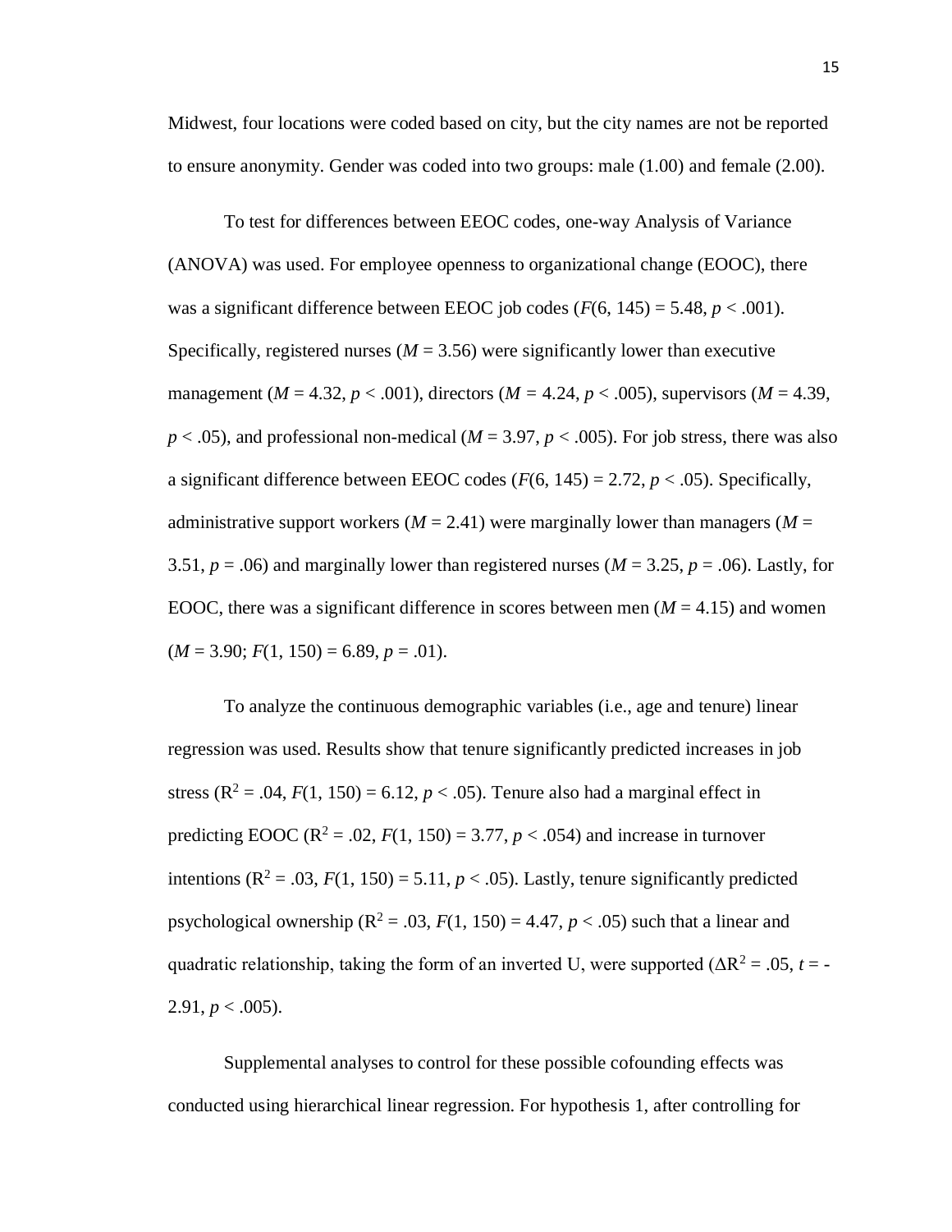Midwest, four locations were coded based on city, but the city names are not be reported to ensure anonymity. Gender was coded into two groups: male (1.00) and female (2.00).

To test for differences between EEOC codes, one-way Analysis of Variance (ANOVA) was used. For employee openness to organizational change (EOOC), there was a significant difference between EEOC job codes ($F(6, 145) = 5.48$, $p < .001$). Specifically, registered nurses ($M = 3.56$) were significantly lower than executive management ($M = 4.32$, $p < .001$), directors ($M = 4.24$, $p < .005$), supervisors ($M = 4.39$, $p < .05$), and professional non-medical ($M = 3.97$, $p < .005$). For job stress, there was also a significant difference between EEOC codes ($F(6, 145) = 2.72$, $p < .05$). Specifically, administrative support workers ($M = 2.41$) were marginally lower than managers ($M = 3.51$, $p = .06$) and marginally lower than registered nurses ($M = 3.25$, $p = .06$). Lastly, for EOOC, there was a significant difference in scores between men ($M = 4.15$) and women ($M = 3.90$; $F(1, 150) = 6.89$, $p = .01$).

To analyze the continuous demographic variables (i.e., age and tenure) linear regression was used. Results show that tenure significantly predicted increases in job stress ($R^2 = .04$, $F(1, 150) = 6.12$, $p < .05$). Tenure also had a marginal effect in predicting EOOC ($R^2 = .02$, $F(1, 150) = 3.77$, $p < .054$) and increase in turnover intentions ($R^2 = .03$, $F(1, 150) = 5.11$, $p < .05$). Lastly, tenure significantly predicted psychological ownership ($R^2 = .03$, $F(1, 150) = 4.47$, $p < .05$) such that a linear and quadratic relationship, taking the form of an inverted U, were supported ($\Delta R^2 = .05$, $t = -2.91$, $p < .005$).

Supplemental analyses to control for these possible cofounding effects was conducted using hierarchical linear regression. For hypothesis 1, after controlling for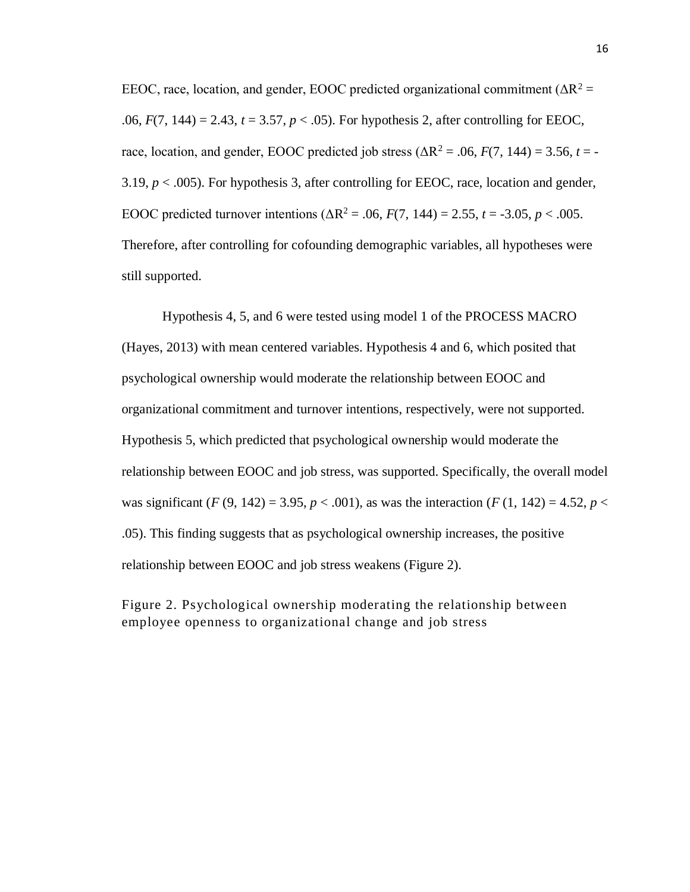EEOC, race, location, and gender, EOOC predicted organizational commitment ($\Delta R^2$ = .06, $F(7, 144) = 2.43$, $t = 3.57$, $p < .05$). For hypothesis 2, after controlling for EEOC, race, location, and gender, EOOC predicted job stress ($\Delta R^2$ = .06, $F(7, 144) = 3.56$, $t = -3.19$, $p < .005$). For hypothesis 3, after controlling for EEOC, race, location and gender, EOOC predicted turnover intentions ($\Delta R^2$ = .06, $F(7, 144) = 2.55$, $t = -3.05$, $p < .005$. Therefore, after controlling for cofounding demographic variables, all hypotheses were still supported.

Hypothesis 4, 5, and 6 were tested using model 1 of the PROCESS MACRO (Hayes, 2013) with mean centered variables. Hypothesis 4 and 6, which posited that psychological ownership would moderate the relationship between EOOC and organizational commitment and turnover intentions, respectively, were not supported. Hypothesis 5, which predicted that psychological ownership would moderate the relationship between EOOC and job stress, was supported. Specifically, the overall model was significant ($F$ (9, 142) = 3.95, $p < .001$), as was the interaction ($F$ (1, 142) = 4.52, $p < .05$). This finding suggests that as psychological ownership increases, the positive relationship between EOOC and job stress weakens (Figure 2).

Figure 2. Psychological ownership moderating the relationship between employee openness to organizational change and job stress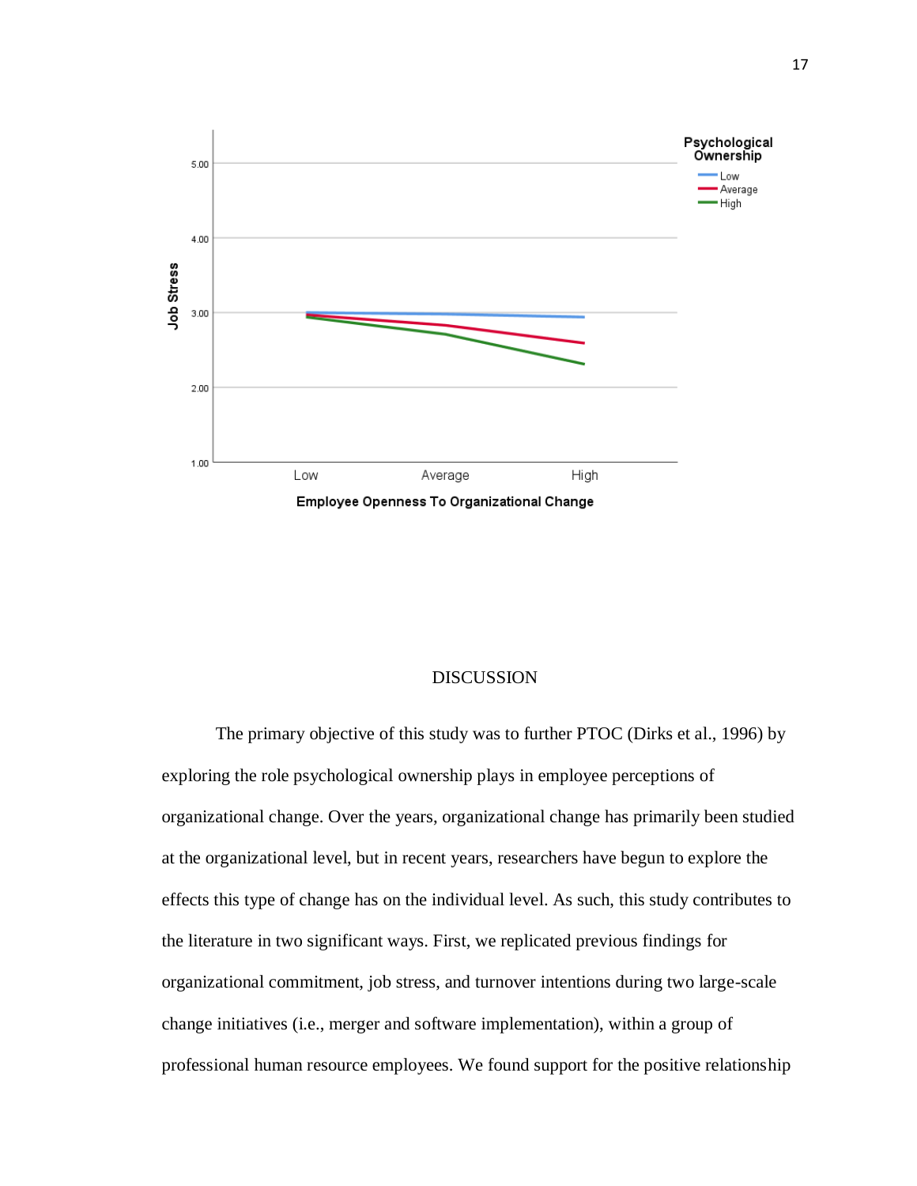## DISCUSSION

The primary objective of this study was to further PTOC (Dirks et al., 1996) by exploring the role psychological ownership plays in employee perceptions of organizational change. Over the years, organizational change has primarily been studied at the organizational level, but in recent years, researchers have begun to explore the effects this type of change has on the individual level. As such, this study contributes to the literature in two significant ways. First, we replicated previous findings for organizational commitment, job stress, and turnover intentions during two large-scale change initiatives (i.e., merger and software implementation), within a group of professional human resource employees. We found support for the positive relationship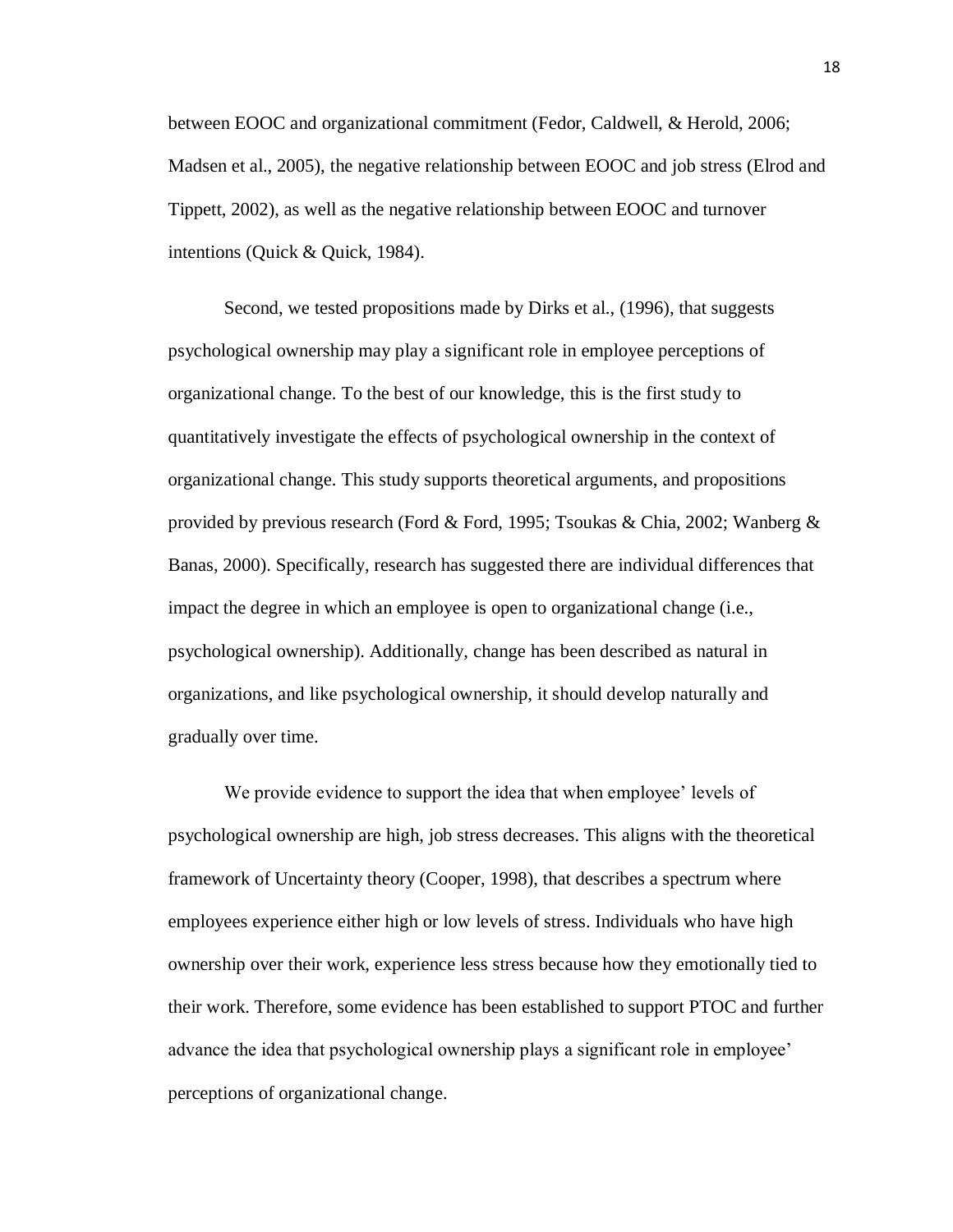between EOOC and organizational commitment (Fedor, Caldwell, & Herold, 2006; Madsen et al., 2005), the negative relationship between EOOC and job stress (Elrod and Tippett, 2002), as well as the negative relationship between EOOC and turnover intentions (Quick & Quick, 1984).

Second, we tested propositions made by Dirks et al., (1996), that suggests psychological ownership may play a significant role in employee perceptions of organizational change. To the best of our knowledge, this is the first study to quantitatively investigate the effects of psychological ownership in the context of organizational change. This study supports theoretical arguments, and propositions provided by previous research (Ford & Ford, 1995; Tsoukas & Chia, 2002; Wanberg & Banas, 2000). Specifically, research has suggested there are individual differences that impact the degree in which an employee is open to organizational change (i.e., psychological ownership). Additionally, change has been described as natural in organizations, and like psychological ownership, it should develop naturally and gradually over time.

We provide evidence to support the idea that when employee' levels of psychological ownership are high, job stress decreases. This aligns with the theoretical framework of Uncertainty theory (Cooper, 1998), that describes a spectrum where employees experience either high or low levels of stress. Individuals who have high ownership over their work, experience less stress because how they emotionally tied to their work. Therefore, some evidence has been established to support PTOC and further advance the idea that psychological ownership plays a significant role in employee' perceptions of organizational change.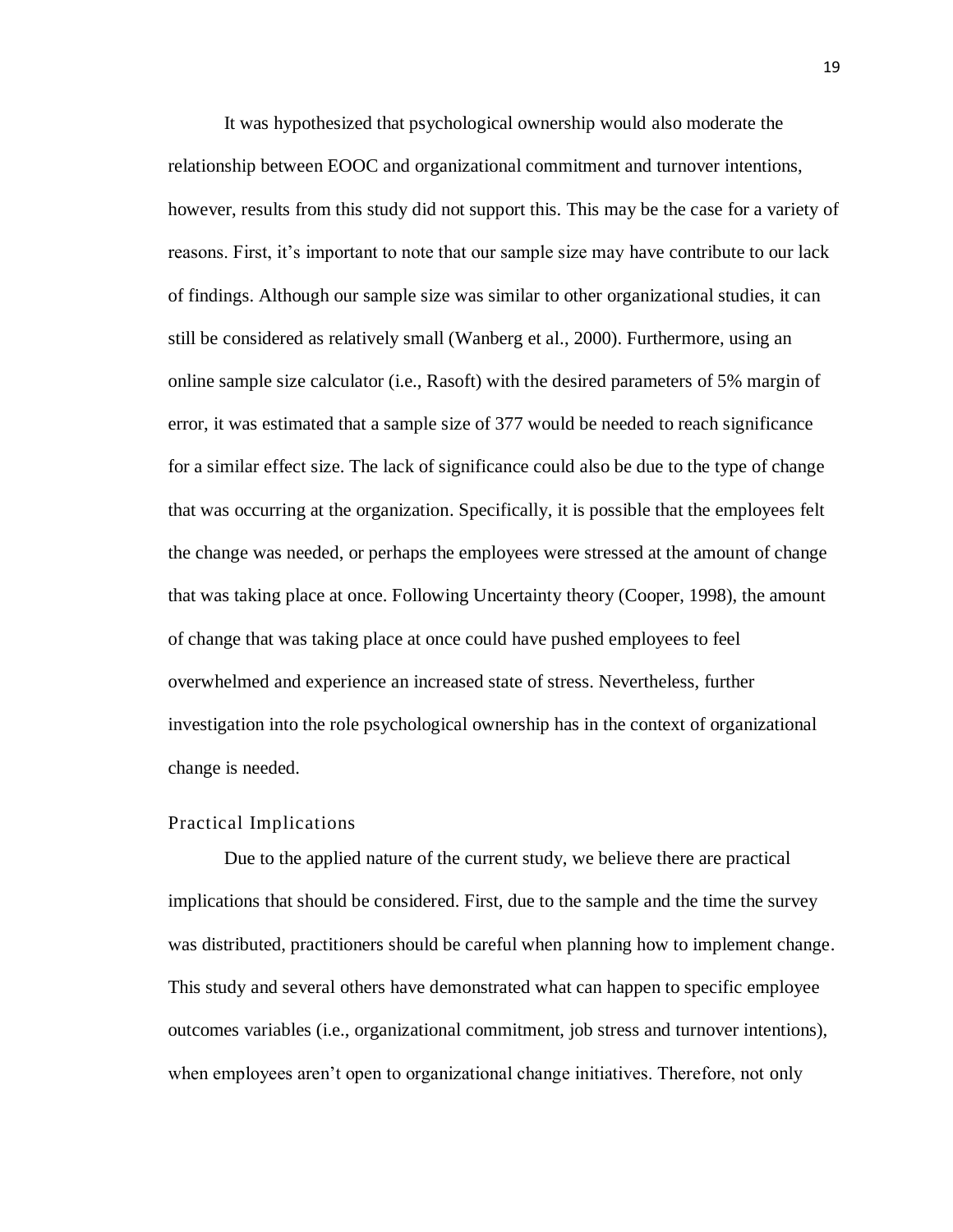It was hypothesized that psychological ownership would also moderate the relationship between EOOC and organizational commitment and turnover intentions, however, results from this study did not support this. This may be the case for a variety of reasons. First, it's important to note that our sample size may have contribute to our lack of findings. Although our sample size was similar to other organizational studies, it can still be considered as relatively small (Wanberg et al., 2000). Furthermore, using an online sample size calculator (i.e., Rasoft) with the desired parameters of 5% margin of error, it was estimated that a sample size of 377 would be needed to reach significance for a similar effect size. The lack of significance could also be due to the type of change that was occurring at the organization. Specifically, it is possible that the employees felt the change was needed, or perhaps the employees were stressed at the amount of change that was taking place at once. Following Uncertainty theory (Cooper, 1998), the amount of change that was taking place at once could have pushed employees to feel overwhelmed and experience an increased state of stress. Nevertheless, further investigation into the role psychological ownership has in the context of organizational change is needed.

## Practical Implications

Due to the applied nature of the current study, we believe there are practical implications that should be considered. First, due to the sample and the time the survey was distributed, practitioners should be careful when planning how to implement change. This study and several others have demonstrated what can happen to specific employee outcomes variables (i.e., organizational commitment, job stress and turnover intentions), when employees aren't open to organizational change initiatives. Therefore, not only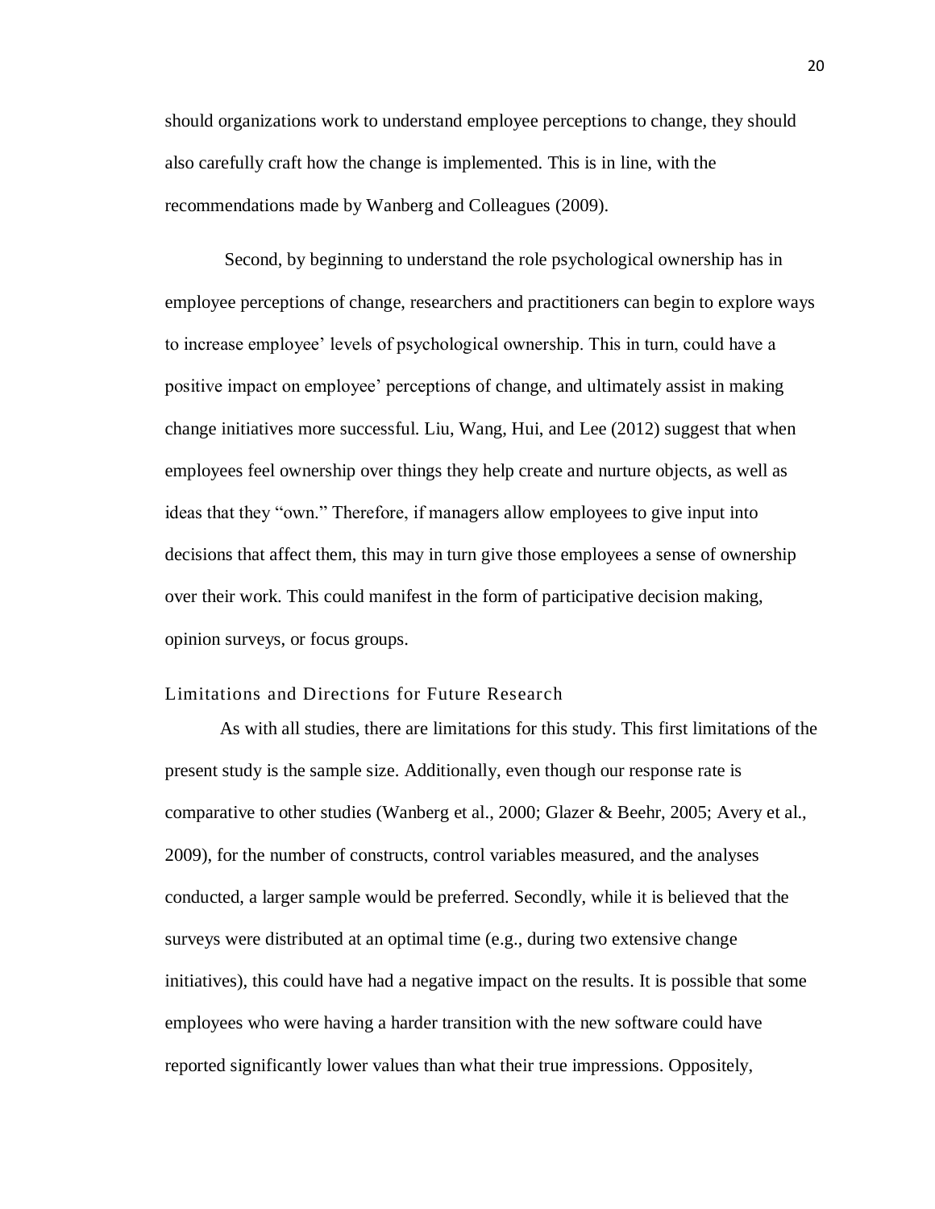should organizations work to understand employee perceptions to change, they should also carefully craft how the change is implemented. This is in line, with the recommendations made by Wanberg and Colleagues (2009).

Second, by beginning to understand the role psychological ownership has in employee perceptions of change, researchers and practitioners can begin to explore ways to increase employee' levels of psychological ownership. This in turn, could have a positive impact on employee' perceptions of change, and ultimately assist in making change initiatives more successful. Liu, Wang, Hui, and Lee (2012) suggest that when employees feel ownership over things they help create and nurture objects, as well as ideas that they "own." Therefore, if managers allow employees to give input into decisions that affect them, this may in turn give those employees a sense of ownership over their work. This could manifest in the form of participative decision making, opinion surveys, or focus groups.

## Limitations and Directions for Future Research

As with all studies, there are limitations for this study. This first limitations of the present study is the sample size. Additionally, even though our response rate is comparative to other studies (Wanberg et al., 2000; Glazer & Beehr, 2005; Avery et al., 2009), for the number of constructs, control variables measured, and the analyses conducted, a larger sample would be preferred. Secondly, while it is believed that the surveys were distributed at an optimal time (e.g., during two extensive change initiatives), this could have had a negative impact on the results. It is possible that some employees who were having a harder transition with the new software could have reported significantly lower values than what their true impressions. Oppositely,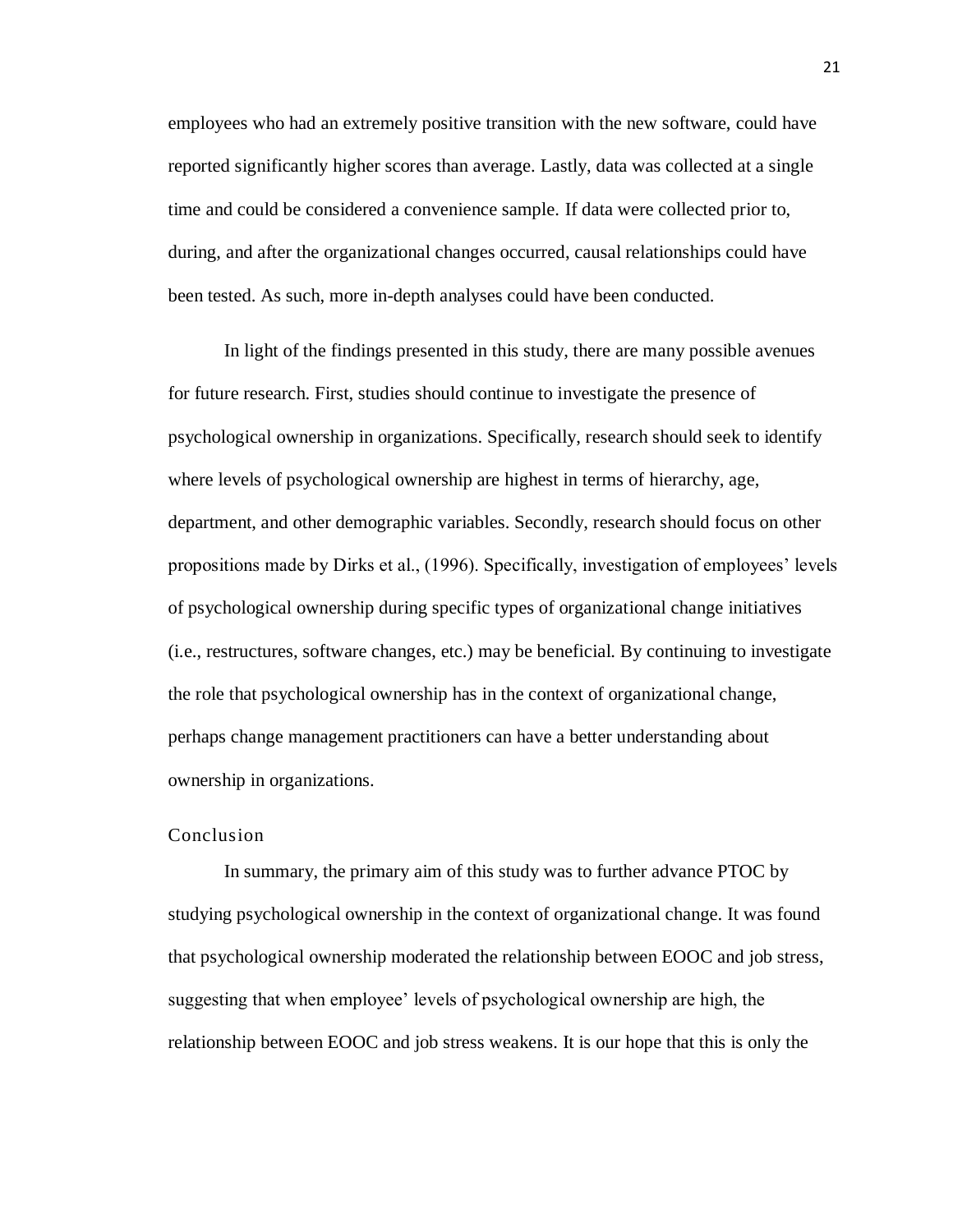employees who had an extremely positive transition with the new software, could have reported significantly higher scores than average. Lastly, data was collected at a single time and could be considered a convenience sample. If data were collected prior to, during, and after the organizational changes occurred, causal relationships could have been tested. As such, more in-depth analyses could have been conducted.

In light of the findings presented in this study, there are many possible avenues for future research. First, studies should continue to investigate the presence of psychological ownership in organizations. Specifically, research should seek to identify where levels of psychological ownership are highest in terms of hierarchy, age, department, and other demographic variables. Secondly, research should focus on other propositions made by Dirks et al., (1996). Specifically, investigation of employees' levels of psychological ownership during specific types of organizational change initiatives (i.e., restructures, software changes, etc.) may be beneficial. By continuing to investigate the role that psychological ownership has in the context of organizational change, perhaps change management practitioners can have a better understanding about ownership in organizations.

## Conclusion

In summary, the primary aim of this study was to further advance PTOC by studying psychological ownership in the context of organizational change. It was found that psychological ownership moderated the relationship between EOOC and job stress, suggesting that when employee' levels of psychological ownership are high, the relationship between EOOC and job stress weakens. It is our hope that this is only the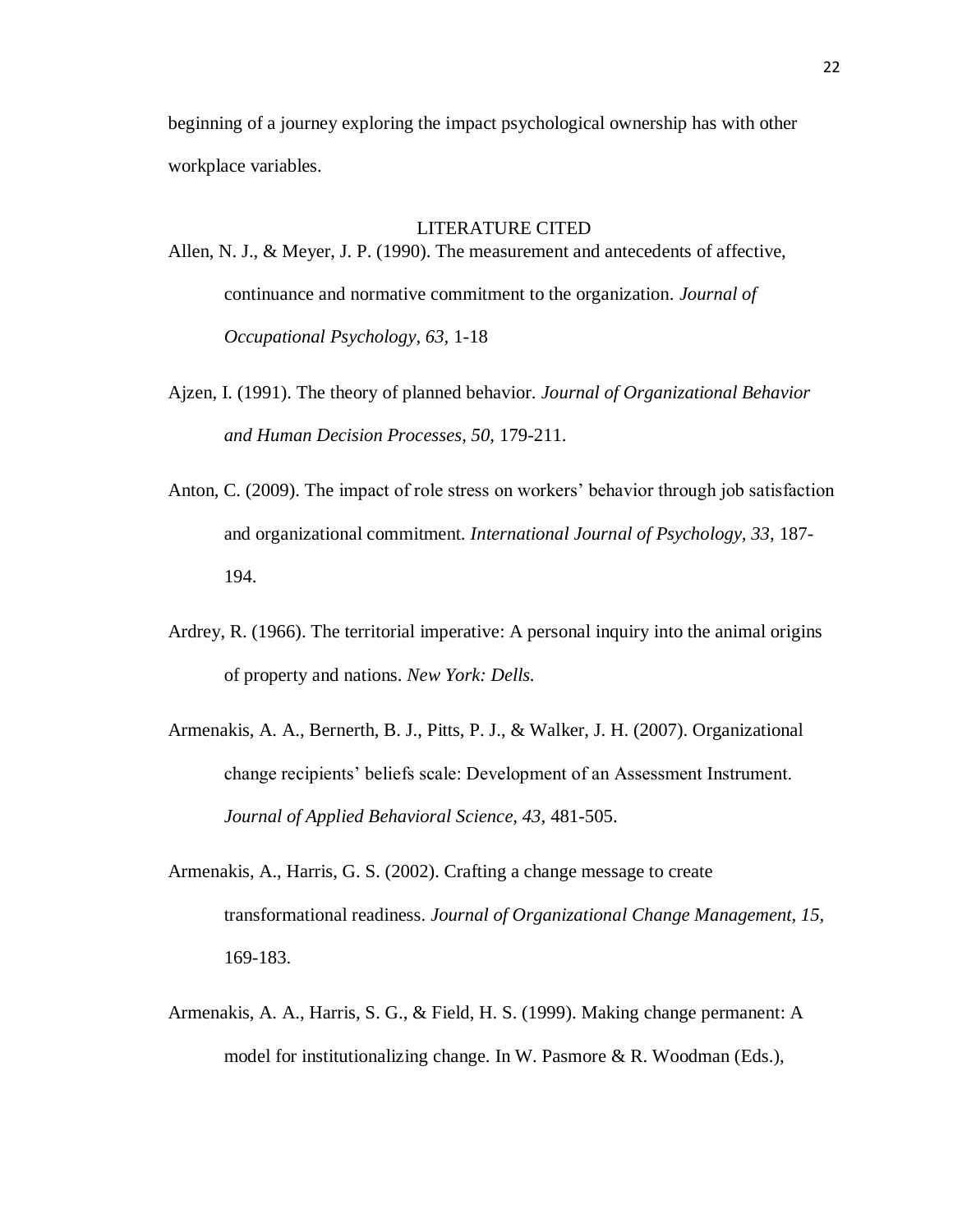beginning of a journey exploring the impact psychological ownership has with other workplace variables.

## LITERATURE CITED

Allen, N. J., & Meyer, J. P. (1990). The measurement and antecedents of affective, continuance and normative commitment to the organization. *Journal of Occupational Psychology, 63,* 1-18

Ajzen, I. (1991). The theory of planned behavior. *Journal of Organizational Behavior and Human Decision Processes, 50,* 179-211.

Anton, C. (2009). The impact of role stress on workers' behavior through job satisfaction and organizational commitment. *International Journal of Psychology, 33,* 187-194.

Ardrey, R. (1966). The territorial imperative: A personal inquiry into the animal origins of property and nations. *New York: Dells.*

Armenakis, A. A., Bernerth, B. J., Pitts, P. J., & Walker, J. H. (2007). Organizational change recipients' beliefs scale: Development of an Assessment Instrument. *Journal of Applied Behavioral Science, 43,* 481-505.

Armenakis, A., Harris, G. S. (2002). Crafting a change message to create transformational readiness. *Journal of Organizational Change Management, 15,* 169-183.

Armenakis, A. A., Harris, S. G., & Field, H. S. (1999). Making change permanent: A model for institutionalizing change. In W. Pasmore & R. Woodman (Eds.),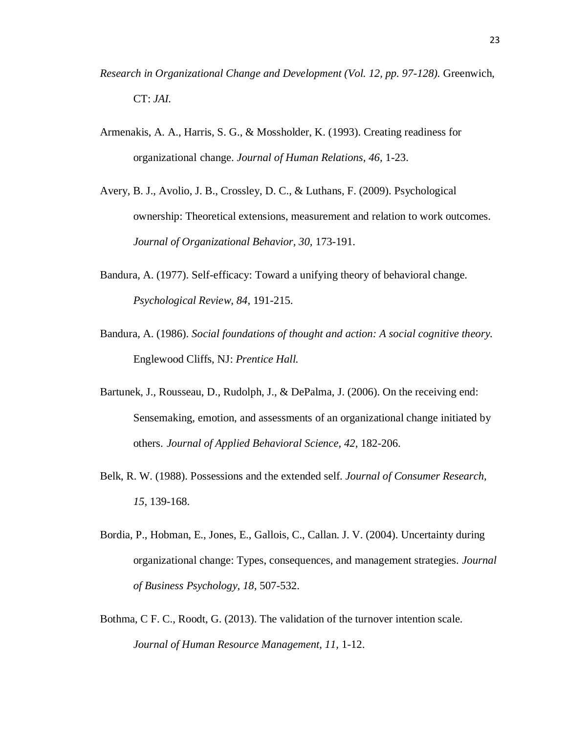*Research in Organizational Change and Development (Vol. 12, pp. 97-128).* Greenwich, CT: *JAI.*

Armenakis, A. A., Harris, S. G., & Mossholder, K. (1993). Creating readiness for organizational change. *Journal of Human Relations, 46,* 1-23.

Avery, B. J., Avolio, J. B., Crossley, D. C., & Luthans, F. (2009). Psychological ownership: Theoretical extensions, measurement and relation to work outcomes. *Journal of Organizational Behavior, 30,* 173-191.

Bandura, A. (1977). Self-efficacy: Toward a unifying theory of behavioral change. *Psychological Review, 84,* 191-215.

Bandura, A. (1986). *Social foundations of thought and action: A social cognitive theory.* Englewood Cliffs, NJ: *Prentice Hall.*

Bartunek, J., Rousseau, D., Rudolph, J., & DePalma, J. (2006). On the receiving end: Sensemaking, emotion, and assessments of an organizational change initiated by others. *Journal of Applied Behavioral Science, 42,* 182-206.

Belk, R. W. (1988). Possessions and the extended self. *Journal of Consumer Research, 15,* 139-168.

Bordia, P., Hobman, E., Jones, E., Gallois, C., Callan. J. V. (2004). Uncertainty during organizational change: Types, consequences, and management strategies. *Journal of Business Psychology, 18,* 507-532.

Bothma, C F. C., Roodt, G. (2013). The validation of the turnover intention scale. *Journal of Human Resource Management, 11,* 1-12.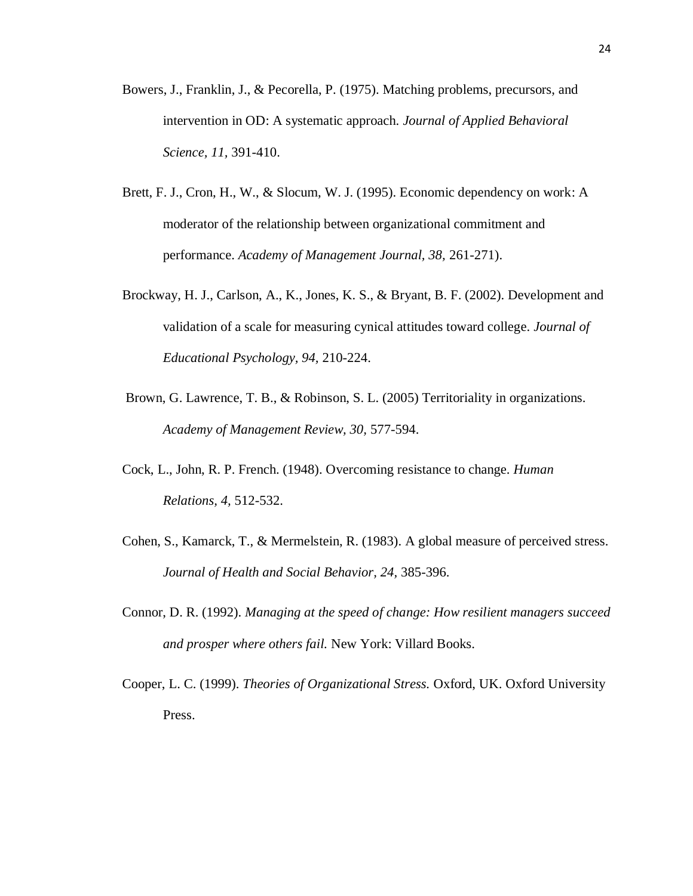Bowers, J., Franklin, J., & Pecorella, P. (1975). Matching problems, precursors, and intervention in OD: A systematic approach. *Journal of Applied Behavioral Science, 11,* 391-410.

Brett, F. J., Cron, H., W., & Slocum, W. J. (1995). Economic dependency on work: A moderator of the relationship between organizational commitment and performance. *Academy of Management Journal, 38,* 261-271).

Brockway, H. J., Carlson, A., K., Jones, K. S., & Bryant, B. F. (2002). Development and validation of a scale for measuring cynical attitudes toward college. *Journal of Educational Psychology, 94,* 210-224.

Brown, G. Lawrence, T. B., & Robinson, S. L. (2005) Territoriality in organizations. *Academy of Management Review, 30,* 577-594.

Cock, L., John, R. P. French. (1948). Overcoming resistance to change. *Human Relations, 4,* 512-532.

Cohen, S., Kamarck, T., & Mermelstein, R. (1983). A global measure of perceived stress. *Journal of Health and Social Behavior, 24,* 385-396.

Connor, D. R. (1992). *Managing at the speed of change: How resilient managers succeed and prosper where others fail.* New York: Villard Books.

Cooper, L. C. (1999). *Theories of Organizational Stress.* Oxford, UK. Oxford University Press.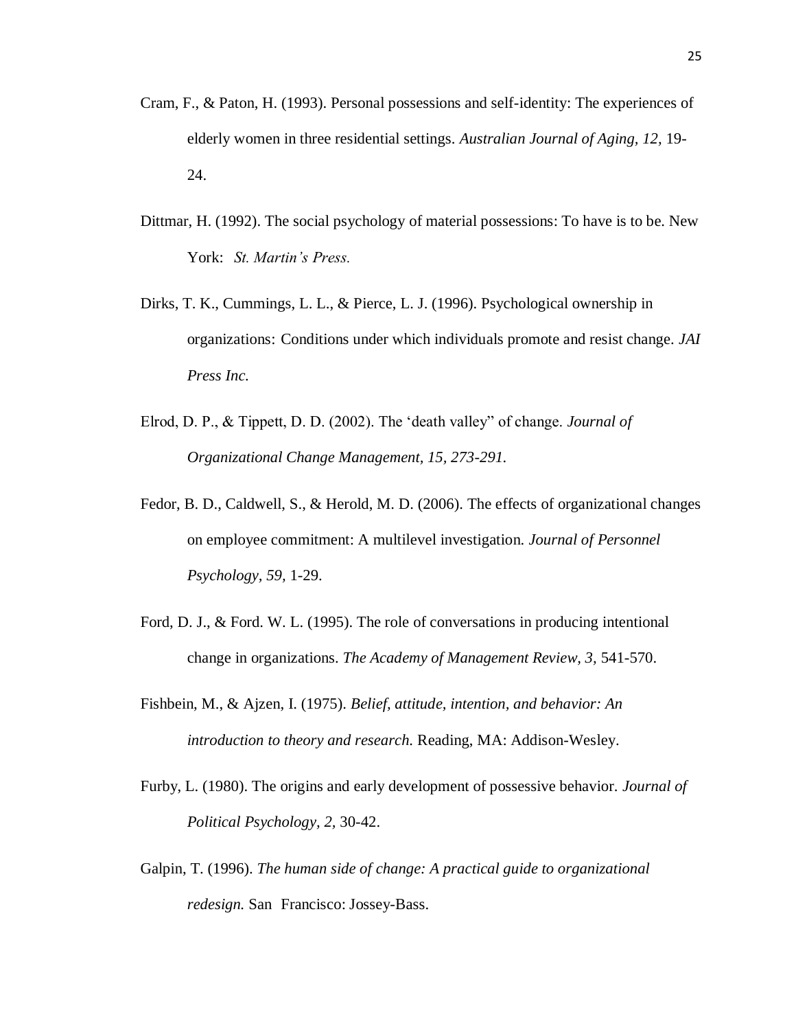Cram, F., & Paton, H. (1993). Personal possessions and self-identity: The experiences of elderly women in three residential settings. *Australian Journal of Aging, 12,* 19-24.

Dittmar, H. (1992). The social psychology of material possessions: To have is to be. New York: *St. Martin's Press.*

Dirks, T. K., Cummings, L. L., & Pierce, L. J. (1996). Psychological ownership in organizations: Conditions under which individuals promote and resist change. *JAI Press Inc.*

Elrod, D. P., & Tippett, D. D. (2002). The 'death valley" of change. *Journal of Organizational Change Management, 15, 273-291.*

Fedor, B. D., Caldwell, S., & Herold, M. D. (2006). The effects of organizational changes on employee commitment: A multilevel investigation. *Journal of Personnel Psychology, 59,* 1-29.

Ford, D. J., & Ford. W. L. (1995). The role of conversations in producing intentional change in organizations. *The Academy of Management Review, 3,* 541-570.

Fishbein, M., & Ajzen, I. (1975). *Belief, attitude, intention, and behavior: An introduction to theory and research.* Reading, MA: Addison-Wesley.

Furby, L. (1980). The origins and early development of possessive behavior. *Journal of Political Psychology, 2,* 30-42.

Galpin, T. (1996). *The human side of change: A practical guide to organizational redesign.* San Francisco: Jossey-Bass.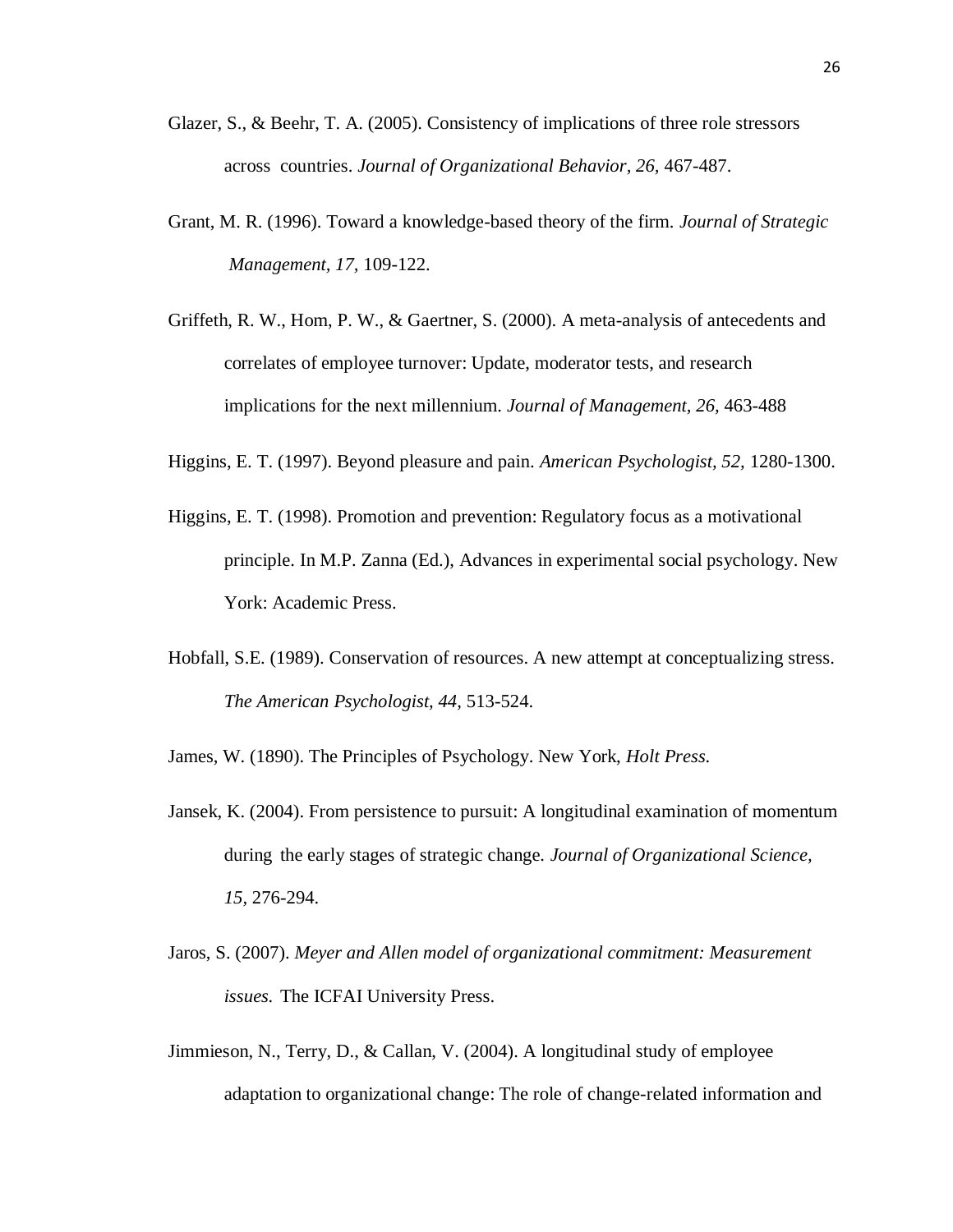Glazer, S., & Beehr, T. A. (2005). Consistency of implications of three role stressors across countries. *Journal of Organizational Behavior, 26*, 467-487.

Grant, M. R. (1996). Toward a knowledge-based theory of the firm. *Journal of Strategic Management, 17*, 109-122.

Griffeth, R. W., Hom, P. W., & Gaertner, S. (2000). A meta-analysis of antecedents and correlates of employee turnover: Update, moderator tests, and research implications for the next millennium. *Journal of Management, 26*, 463-488

Higgins, E. T. (1997). Beyond pleasure and pain. *American Psychologist, 52*, 1280-1300.

Higgins, E. T. (1998). Promotion and prevention: Regulatory focus as a motivational principle. In M.P. Zanna (Ed.), Advances in experimental social psychology. New York: Academic Press.

Hobfall, S.E. (1989). Conservation of resources. A new attempt at conceptualizing stress. *The American Psychologist, 44*, 513-524.

James, W. (1890). The Principles of Psychology. New York, *Holt Press.*

Jansek, K. (2004). From persistence to pursuit: A longitudinal examination of momentum during the early stages of strategic change. *Journal of Organizational Science, 15*, 276-294.

Jaros, S. (2007). *Meyer and Allen model of organizational commitment: Measurement issues.* The ICFAI University Press.

Jimmieson, N., Terry, D., & Callan, V. (2004). A longitudinal study of employee adaptation to organizational change: The role of change-related information and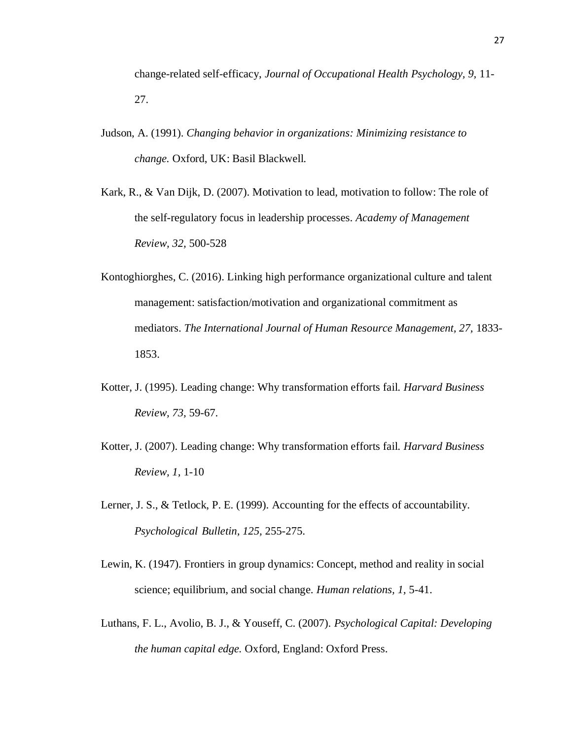change-related self-efficacy, *Journal of Occupational Health Psychology, 9,* 11-27.

Judson, A. (1991). *Changing behavior in organizations: Minimizing resistance to change.* Oxford, UK: Basil Blackwell.

Kark, R., & Van Dijk, D. (2007). Motivation to lead, motivation to follow: The role of the self-regulatory focus in leadership processes. *Academy of Management Review, 32,* 500-528

Kontoghiorghes, C. (2016). Linking high performance organizational culture and talent management: satisfaction/motivation and organizational commitment as mediators. *The International Journal of Human Resource Management, 27,* 1833-1853.

Kotter, J. (1995). Leading change: Why transformation efforts fail. *Harvard Business Review, 73,* 59-67.

Kotter, J. (2007). Leading change: Why transformation efforts fail. *Harvard Business Review, 1,* 1-10

Lerner, J. S., & Tetlock, P. E. (1999). Accounting for the effects of accountability. *Psychological Bulletin, 125,* 255-275.

Lewin, K. (1947). Frontiers in group dynamics: Concept, method and reality in social science; equilibrium, and social change. *Human relations, 1,* 5-41.

Luthans, F. L., Avolio, B. J., & Youseff, C. (2007). *Psychological Capital: Developing the human capital edge.* Oxford, England: Oxford Press.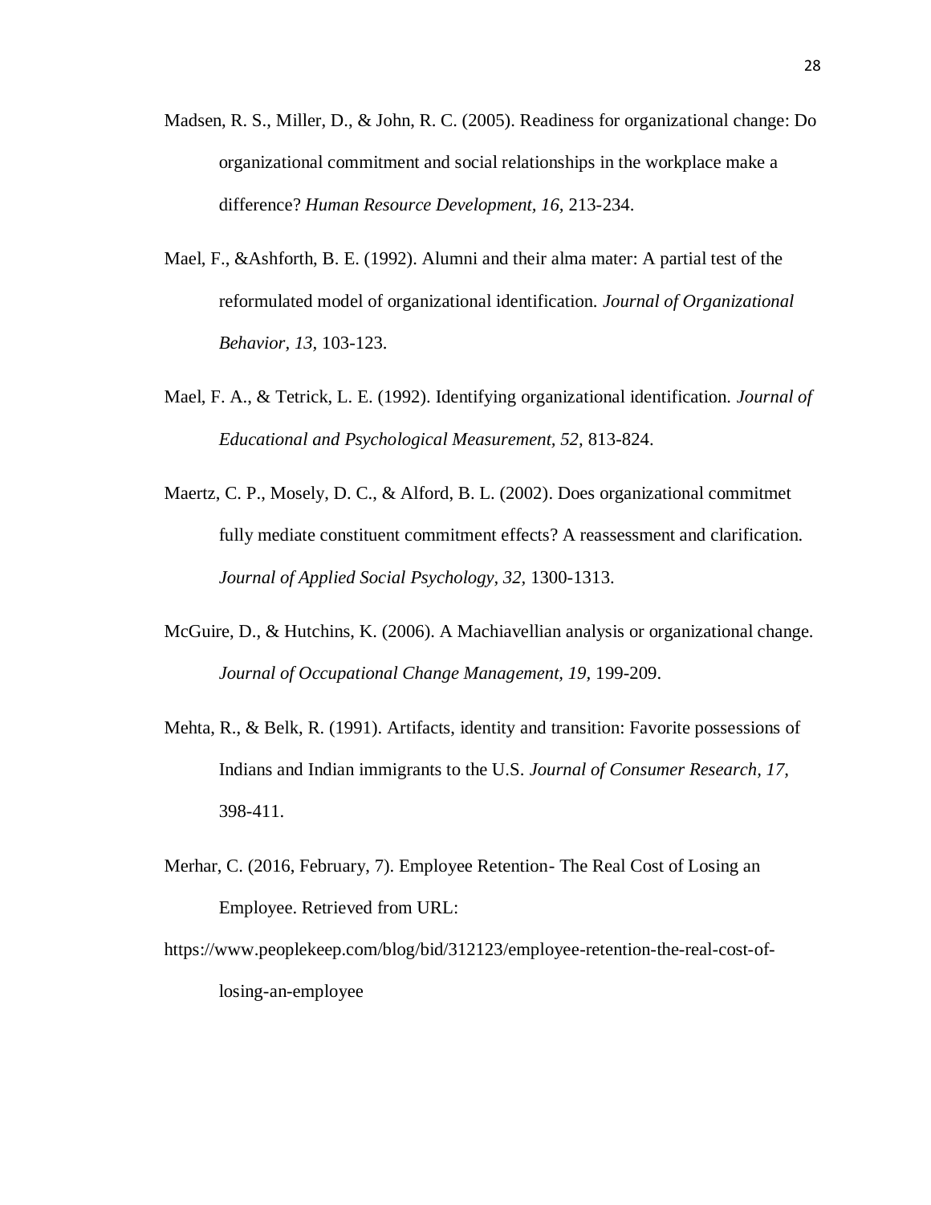Madsen, R. S., Miller, D., & John, R. C. (2005). Readiness for organizational change: Do organizational commitment and social relationships in the workplace make a difference? *Human Resource Development, 16,* 213-234.

Mael, F., &Ashforth, B. E. (1992). Alumni and their alma mater: A partial test of the reformulated model of organizational identification. *Journal of Organizational Behavior, 13,* 103-123.

Mael, F. A., & Tetrick, L. E. (1992). Identifying organizational identification. *Journal of Educational and Psychological Measurement, 52,* 813-824.

Maertz, C. P., Mosely, D. C., & Alford, B. L. (2002). Does organizational commitmet fully mediate constituent commitment effects? A reassessment and clarification. *Journal of Applied Social Psychology, 32,* 1300-1313.

McGuire, D., & Hutchins, K. (2006). A Machiavellian analysis or organizational change. *Journal of Occupational Change Management, 19,* 199-209.

Mehta, R., & Belk, R. (1991). Artifacts, identity and transition: Favorite possessions of Indians and Indian immigrants to the U.S. *Journal of Consumer Research, 17,* 398-411.

Merhar, C. (2016, February, 7). Employee Retention- The Real Cost of Losing an Employee. Retrieved from URL:

https://www.peoplekeep.com/blog/bid/312123/employee-retention-the-real-cost-of-losing-an-employee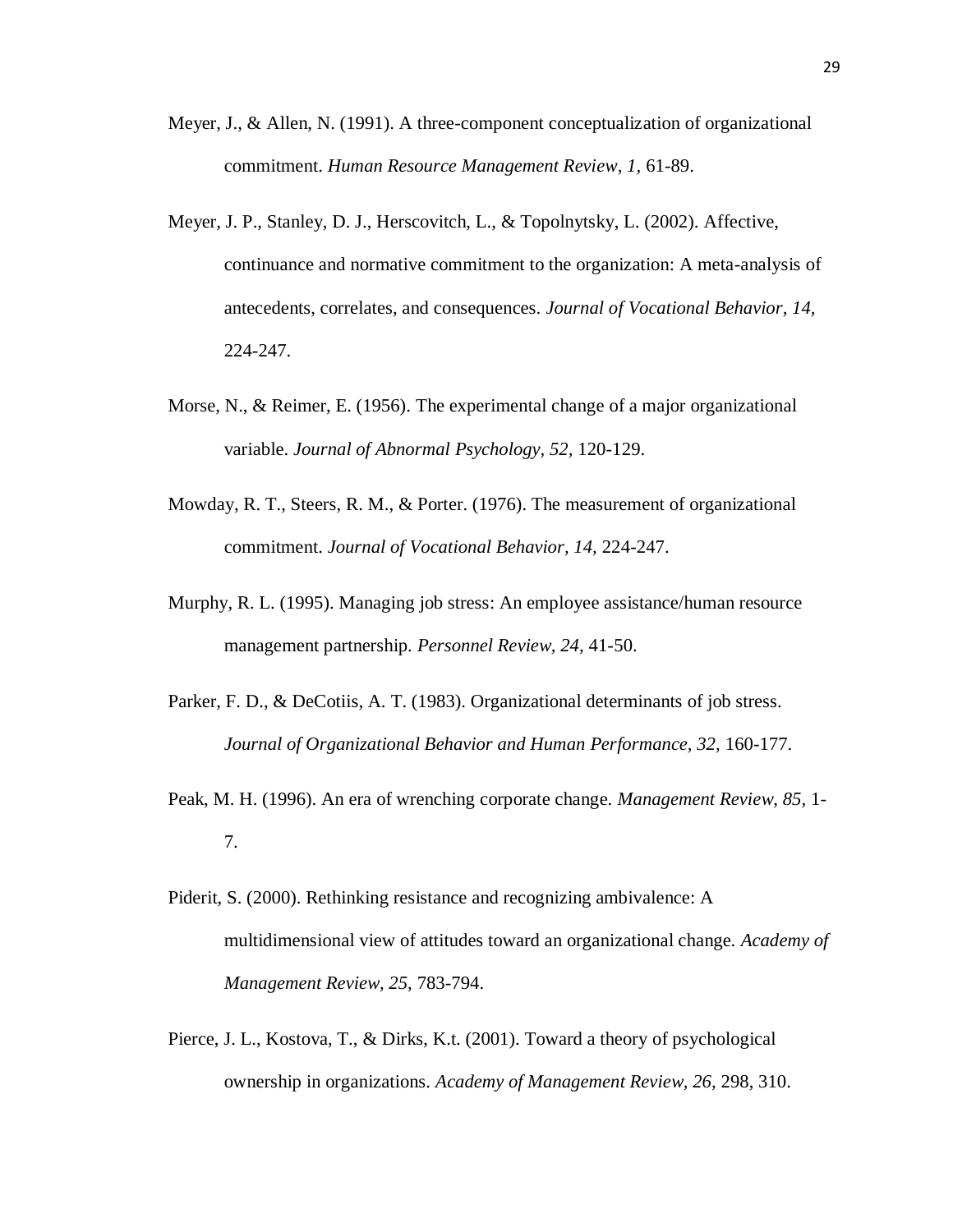Meyer, J., & Allen, N. (1991). A three-component conceptualization of organizational commitment. *Human Resource Management Review, 1,* 61-89.

Meyer, J. P., Stanley, D. J., Herscovitch, L., & Topolnytsky, L. (2002). Affective, continuance and normative commitment to the organization: A meta-analysis of antecedents, correlates, and consequences. *Journal of Vocational Behavior, 14,* 224-247.

Morse, N., & Reimer, E. (1956). The experimental change of a major organizational variable. *Journal of Abnormal Psychology, 52,* 120-129.

Mowday, R. T., Steers, R. M., & Porter. (1976). The measurement of organizational commitment. *Journal of Vocational Behavior, 14,* 224-247.

Murphy, R. L. (1995). Managing job stress: An employee assistance/human resource management partnership. *Personnel Review, 24,* 41-50.

Parker, F. D., & DeCotiis, A. T. (1983). Organizational determinants of job stress. *Journal of Organizational Behavior and Human Performance, 32,* 160-177.

Peak, M. H. (1996). An era of wrenching corporate change. *Management Review, 85,* 1-7.

Piderit, S. (2000). Rethinking resistance and recognizing ambivalence: A multidimensional view of attitudes toward an organizational change. *Academy of Management Review, 25,* 783-794.

Pierce, J. L., Kostova, T., & Dirks, K.t. (2001). Toward a theory of psychological ownership in organizations. *Academy of Management Review, 26,* 298, 310.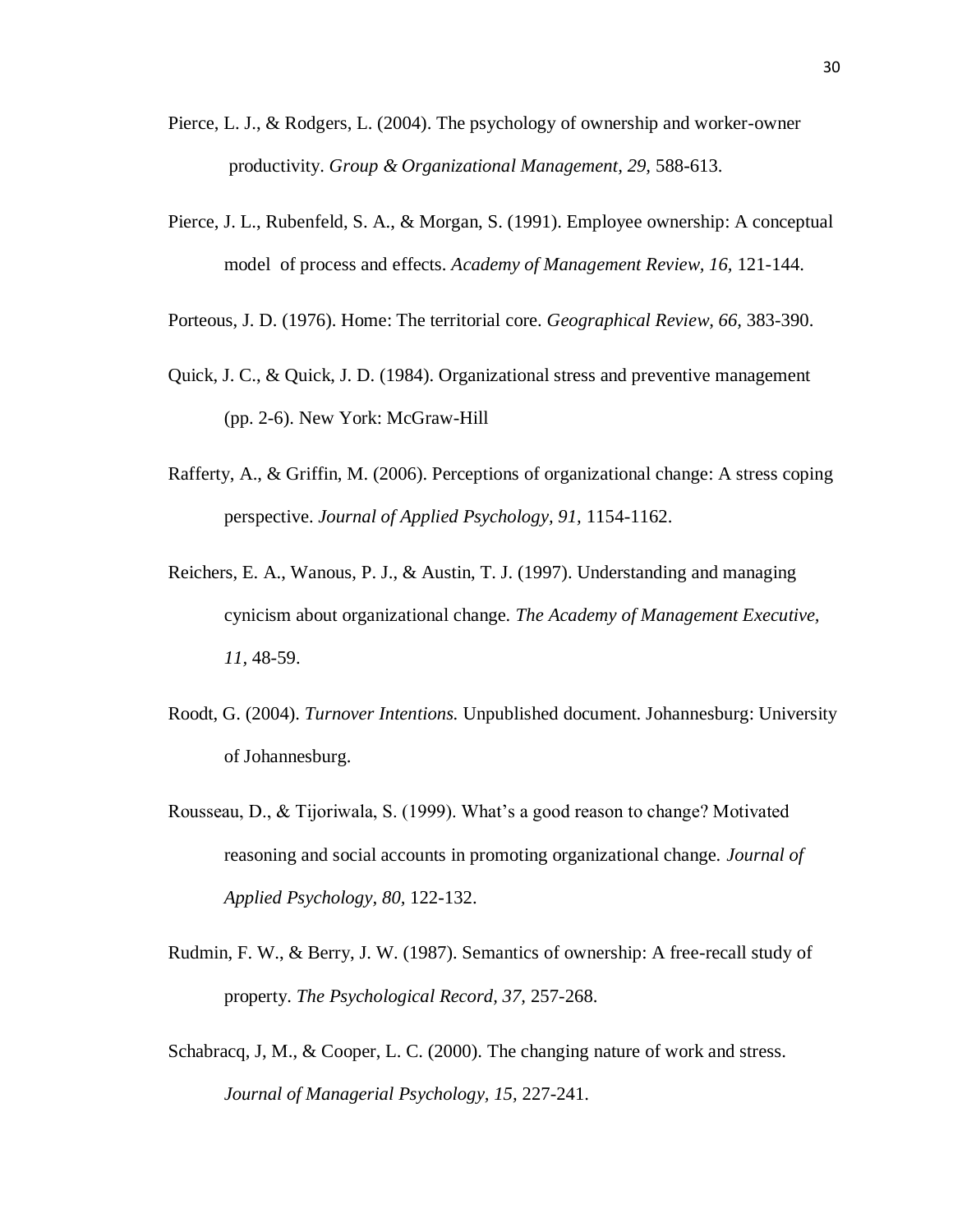Pierce, L. J., & Rodgers, L. (2004). The psychology of ownership and worker-owner productivity. *Group & Organizational Management, 29,* 588-613.

Pierce, J. L., Rubenfeld, S. A., & Morgan, S. (1991). Employee ownership: A conceptual model of process and effects. *Academy of Management Review, 16,* 121-144.

Porteous, J. D. (1976). Home: The territorial core. *Geographical Review, 66,* 383-390.

Quick, J. C., & Quick, J. D. (1984). Organizational stress and preventive management (pp. 2-6). New York: McGraw-Hill

Rafferty, A., & Griffin, M. (2006). Perceptions of organizational change: A stress coping perspective. *Journal of Applied Psychology, 91,* 1154-1162.

Reichers, E. A., Wanous, P. J., & Austin, T. J. (1997). Understanding and managing cynicism about organizational change. *The Academy of Management Executive, 11,* 48-59.

Roodt, G. (2004). *Turnover Intentions.* Unpublished document. Johannesburg: University of Johannesburg.

Rousseau, D., & Tijoriwala, S. (1999). What's a good reason to change? Motivated reasoning and social accounts in promoting organizational change. *Journal of Applied Psychology, 80,* 122-132.

Rudmin, F. W., & Berry, J. W. (1987). Semantics of ownership: A free-recall study of property. *The Psychological Record, 37,* 257-268.

Schabracq, J, M., & Cooper, L. C. (2000). The changing nature of work and stress. *Journal of Managerial Psychology, 15,* 227-241.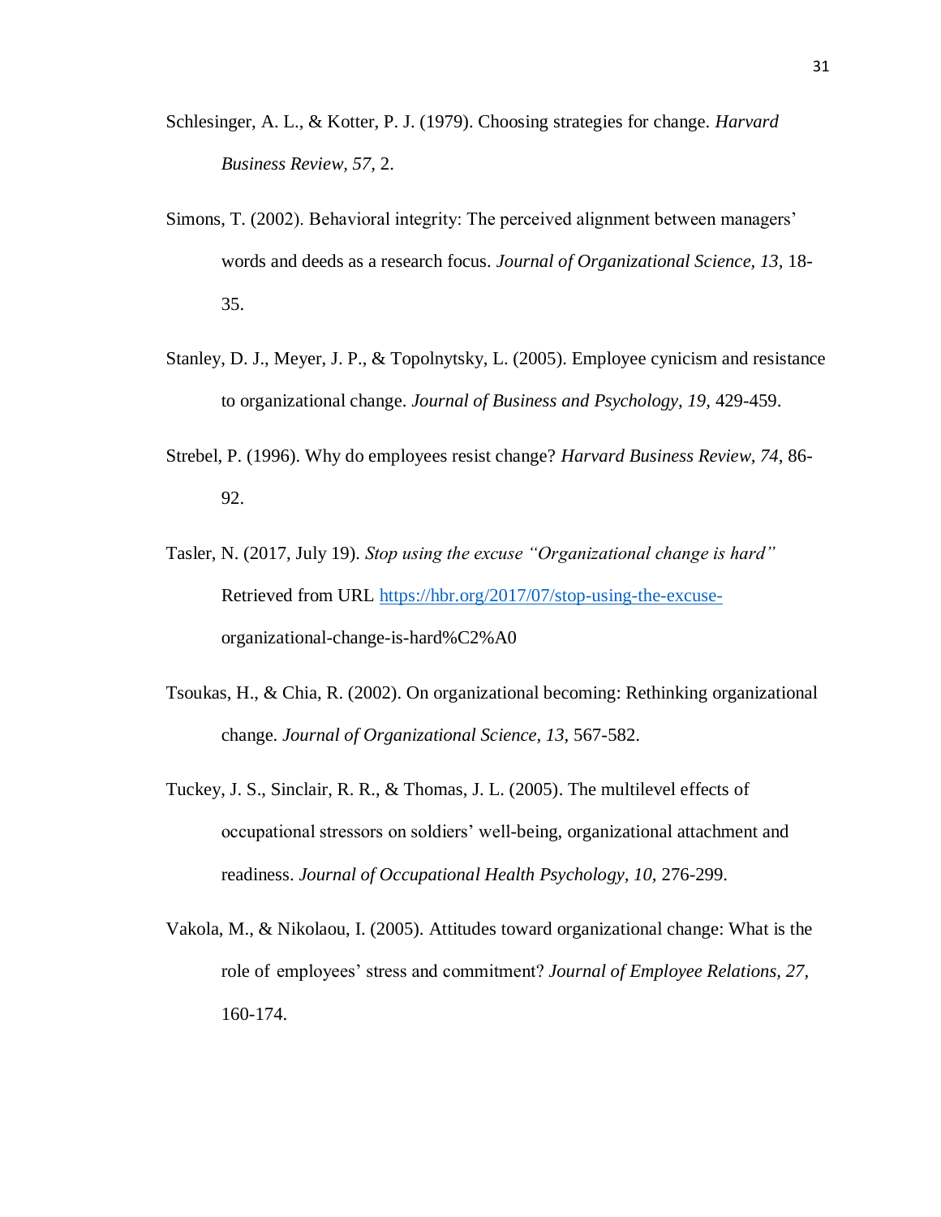Schlesinger, A. L., & Kotter, P. J. (1979). Choosing strategies for change. *Harvard Business Review, 57*, 2.

Simons, T. (2002). Behavioral integrity: The perceived alignment between managers' words and deeds as a research focus. *Journal of Organizational Science, 13*, 18-35.

Stanley, D. J., Meyer, J. P., & Topolnytsky, L. (2005). Employee cynicism and resistance to organizational change. *Journal of Business and Psychology, 19*, 429-459.

Strebel, P. (1996). Why do employees resist change? *Harvard Business Review, 74*, 86-92.

Tasler, N. (2017, July 19). *Stop using the excuse "Organizational change is hard"* Retrieved from URL https://hbr.org/2017/07/stop-using-the-excuse-organizational-change-is-hard%C2%A0

Tsoukas, H., & Chia, R. (2002). On organizational becoming: Rethinking organizational change. *Journal of Organizational Science, 13*, 567-582.

Tuckey, J. S., Sinclair, R. R., & Thomas, J. L. (2005). The multilevel effects of occupational stressors on soldiers' well-being, organizational attachment and readiness. *Journal of Occupational Health Psychology, 10*, 276-299.

Vakola, M., & Nikolaou, I. (2005). Attitudes toward organizational change: What is the role of employees' stress and commitment? *Journal of Employee Relations, 27*, 160-174.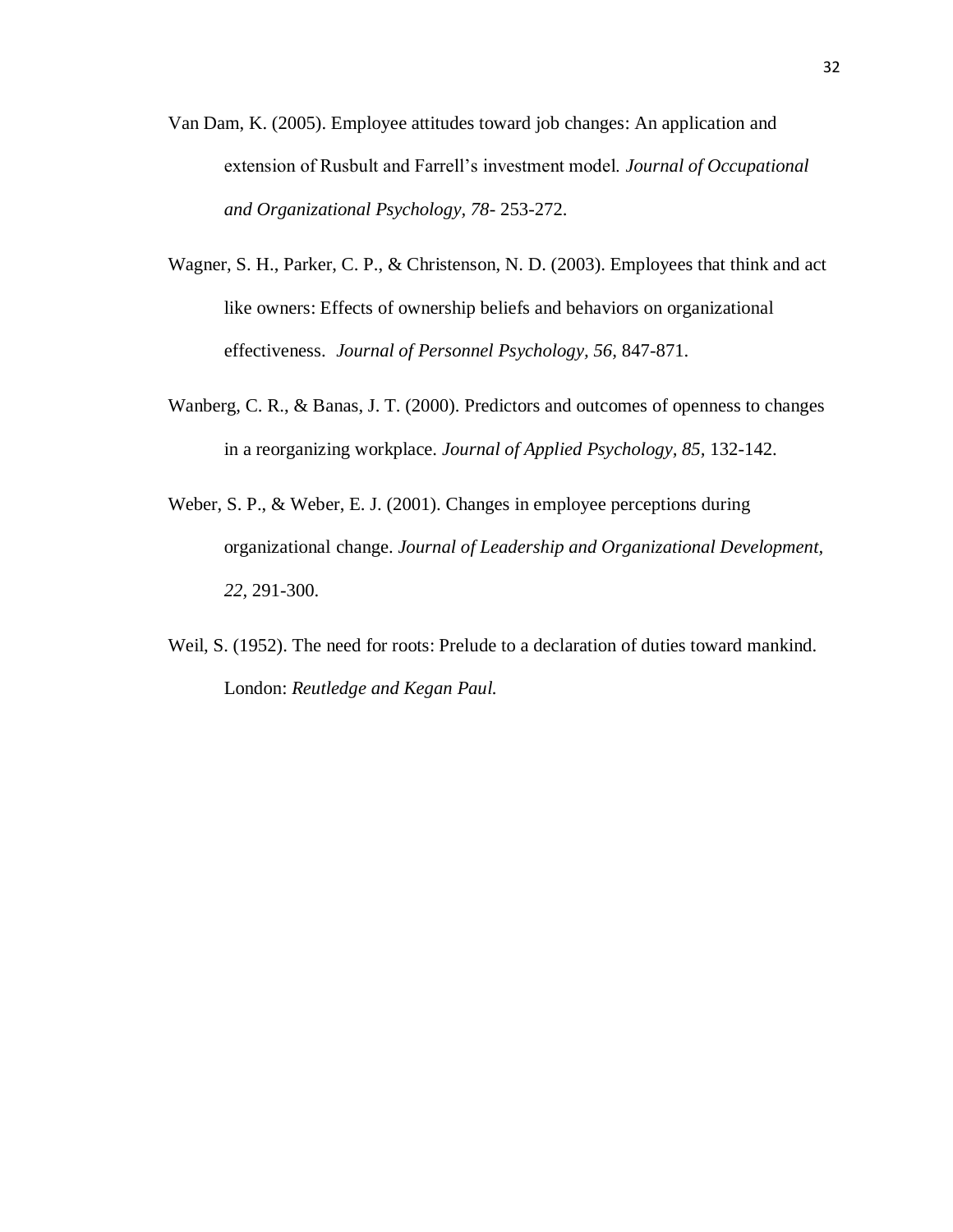Van Dam, K. (2005). Employee attitudes toward job changes: An application and extension of Rusbult and Farrell's investment model. *Journal of Occupational and Organizational Psychology, 78-* 253-272.

Wagner, S. H., Parker, C. P., & Christenson, N. D. (2003). Employees that think and act like owners: Effects of ownership beliefs and behaviors on organizational effectiveness. *Journal of Personnel Psychology, 56,* 847-871.

Wanberg, C. R., & Banas, J. T. (2000). Predictors and outcomes of openness to changes in a reorganizing workplace. *Journal of Applied Psychology, 85*, 132-142.

Weber, S. P., & Weber, E. J. (2001). Changes in employee perceptions during organizational change. *Journal of Leadership and Organizational Development, 22,* 291-300.

Weil, S. (1952). The need for roots: Prelude to a declaration of duties toward mankind. London: *Reutledge and Kegan Paul.*